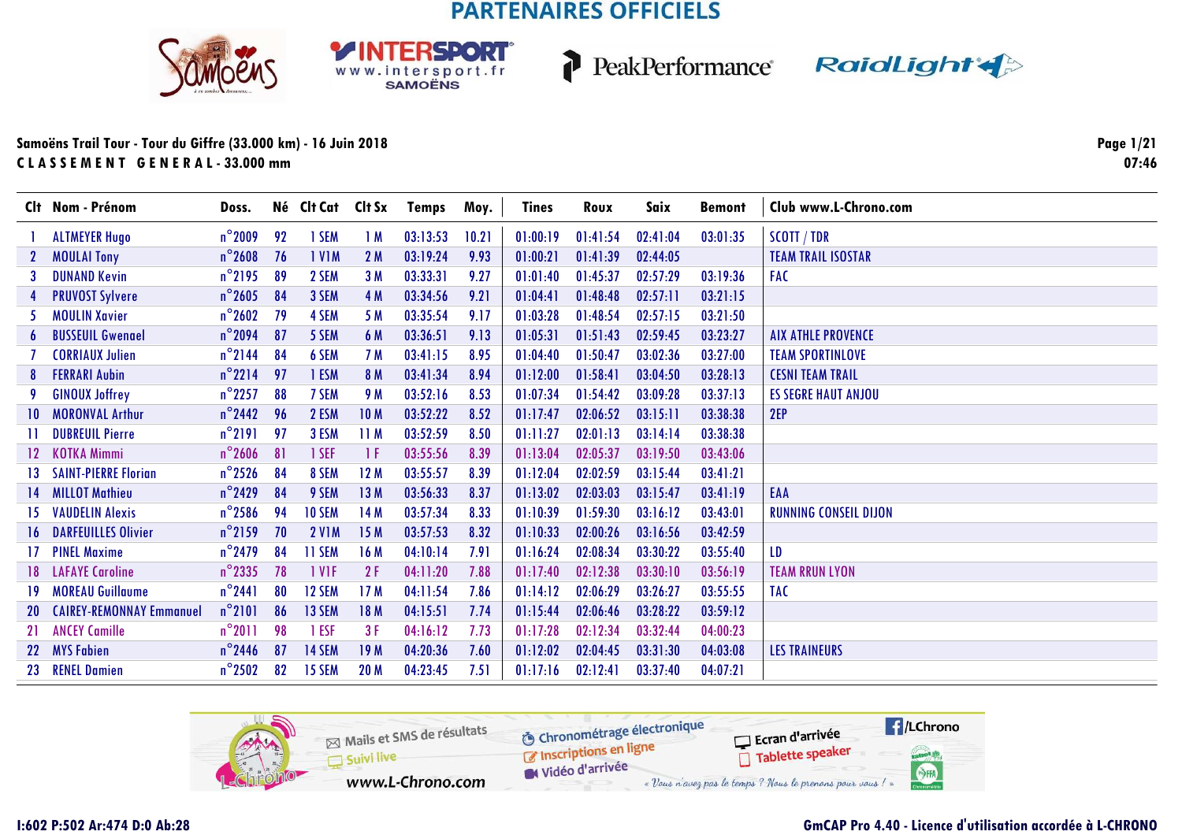## PARTENAIRES OFFICIELS

**Samoëns Trail Tour - Tour du Giffre (33.000 km) - 16 Juin 2018**

**C L A S S E M E N T   G E N E R A L - 33.000 mm**

07:46

| Clt | Nom - Prénom | Doss. | Né | Clt Cat | Clt Sx | Temps | Moy. | Tines | Roux | Saix | Bemont | Club www.L-Chrono.com |
|---|---|---|---|---|---|---|---|---|---|---|---|---|
| 1 | ALTMEYER Hugo | n°2009 | 92 | 1 SEM | 1 M | 03:13:53 | 10.21 | 01:00:19 | 01:41:54 | 02:41:04 | 03:01:35 | SCOTT / TDR |
| 2 | MOULAI Tony | n°2608 | 76 | 1 V1M | 2 M | 03:19:24 | 9.93 | 01:00:21 | 01:41:39 | 02:44:05 | | TEAM TRAIL ISOSTAR |
| 3 | DUNAND Kevin | n°2195 | 89 | 2 SEM | 3 M | 03:33:31 | 9.27 | 01:01:40 | 01:45:37 | 02:57:29 | 03:19:36 | FAC |
| 4 | PRUVOST Sylvere | n°2605 | 84 | 3 SEM | 4 M | 03:34:56 | 9.21 | 01:04:41 | 01:48:48 | 02:57:11 | 03:21:15 | |
| 5 | MOULIN Xavier | n°2602 | 79 | 4 SEM | 5 M | 03:35:54 | 9.17 | 01:03:28 | 01:48:54 | 02:57:15 | 03:21:50 | |
| 6 | BUSSEUIL Gwenael | n°2094 | 87 | 5 SEM | 6 M | 03:36:51 | 9.13 | 01:05:31 | 01:51:43 | 02:59:45 | 03:23:27 | AIX ATHLE PROVENCE |
| 7 | CORRIAUX Julien | n°2144 | 84 | 6 SEM | 7 M | 03:41:15 | 8.95 | 01:04:40 | 01:50:47 | 03:02:36 | 03:27:00 | TEAM SPORTINLOVE |
| 8 | FERRARI Aubin | n°2214 | 97 | 1 ESM | 8 M | 03:41:34 | 8.94 | 01:12:00 | 01:58:41 | 03:04:50 | 03:28:13 | CESNI TEAM TRAIL |
| 9 | GINOUX Joffrey | n°2257 | 88 | 7 SEM | 9 M | 03:52:16 | 8.53 | 01:07:34 | 01:54:42 | 03:09:28 | 03:37:13 | ES SEGRE HAUT ANJOU |
| 10 | MORONVAL Arthur | n°2442 | 96 | 2 ESM | 10 M | 03:52:22 | 8.52 | 01:17:47 | 02:06:52 | 03:15:11 | 03:38:38 | 2EP |
| 11 | DUBREUIL Pierre | n°2191 | 97 | 3 ESM | 11 M | 03:52:59 | 8.50 | 01:11:27 | 02:01:13 | 03:14:14 | 03:38:38 | |
| 12 | KOTKA Mimmi | n°2606 | 81 | 1 SEF | 1 F | 03:55:56 | 8.39 | 01:13:04 | 02:05:37 | 03:19:50 | 03:43:06 | |
| 13 | SAINT-PIERRE Florian | n°2526 | 84 | 8 SEM | 12 M | 03:55:57 | 8.39 | 01:12:04 | 02:02:59 | 03:15:44 | 03:41:21 | |
| 14 | MILLOT Mathieu | n°2429 | 84 | 9 SEM | 13 M | 03:56:33 | 8.37 | 01:13:02 | 02:03:03 | 03:15:47 | 03:41:19 | EAA |
| 15 | VAUDELIN Alexis | n°2586 | 94 | 10 SEM | 14 M | 03:57:34 | 8.33 | 01:10:39 | 01:59:30 | 03:16:12 | 03:43:01 | RUNNING CONSEIL DIJON |
| 16 | DARFEUILLES Olivier | n°2159 | 70 | 2 V1M | 15 M | 03:57:53 | 8.32 | 01:10:33 | 02:00:26 | 03:16:56 | 03:42:59 | |
| 17 | PINEL Maxime | n°2479 | 84 | 11 SEM | 16 M | 04:10:14 | 7.91 | 01:16:24 | 02:08:34 | 03:30:22 | 03:55:40 | LD |
| 18 | LAFAYE Caroline | n°2335 | 78 | 1 V1F | 2 F | 04:11:20 | 7.88 | 01:17:40 | 02:12:38 | 03:30:10 | 03:56:19 | TEAM RRUN LYON |
| 19 | MOREAU Guillaume | n°2441 | 80 | 12 SEM | 17 M | 04:11:54 | 7.86 | 01:14:12 | 02:06:29 | 03:26:27 | 03:55:55 | TAC |
| 20 | CAIREY-REMONNAY Emmanuel | n°2101 | 86 | 13 SEM | 18 M | 04:15:51 | 7.74 | 01:15:44 | 02:06:46 | 03:28:22 | 03:59:12 | |
| 21 | ANCEY Camille | n°2011 | 98 | 1 ESF | 3 F | 04:16:12 | 7.73 | 01:17:28 | 02:12:34 | 03:32:44 | 04:00:23 | |
| 22 | MYS Fabien | n°2446 | 87 | 14 SEM | 19 M | 04:20:36 | 7.60 | 01:12:02 | 02:04:45 | 03:31:30 | 04:03:08 | LES TRAINEURS |
| 23 | RENEL Damien | n°2502 | 82 | 15 SEM | 20 M | 04:23:45 | 7.51 | 01:17:16 | 02:12:41 | 03:37:40 | 04:07:21 | |

I:602 P:502 Ar:474 D:0 Ab:28

GmCAP Pro 4.40 - Licence d'utilisation accordée à L-CHRONO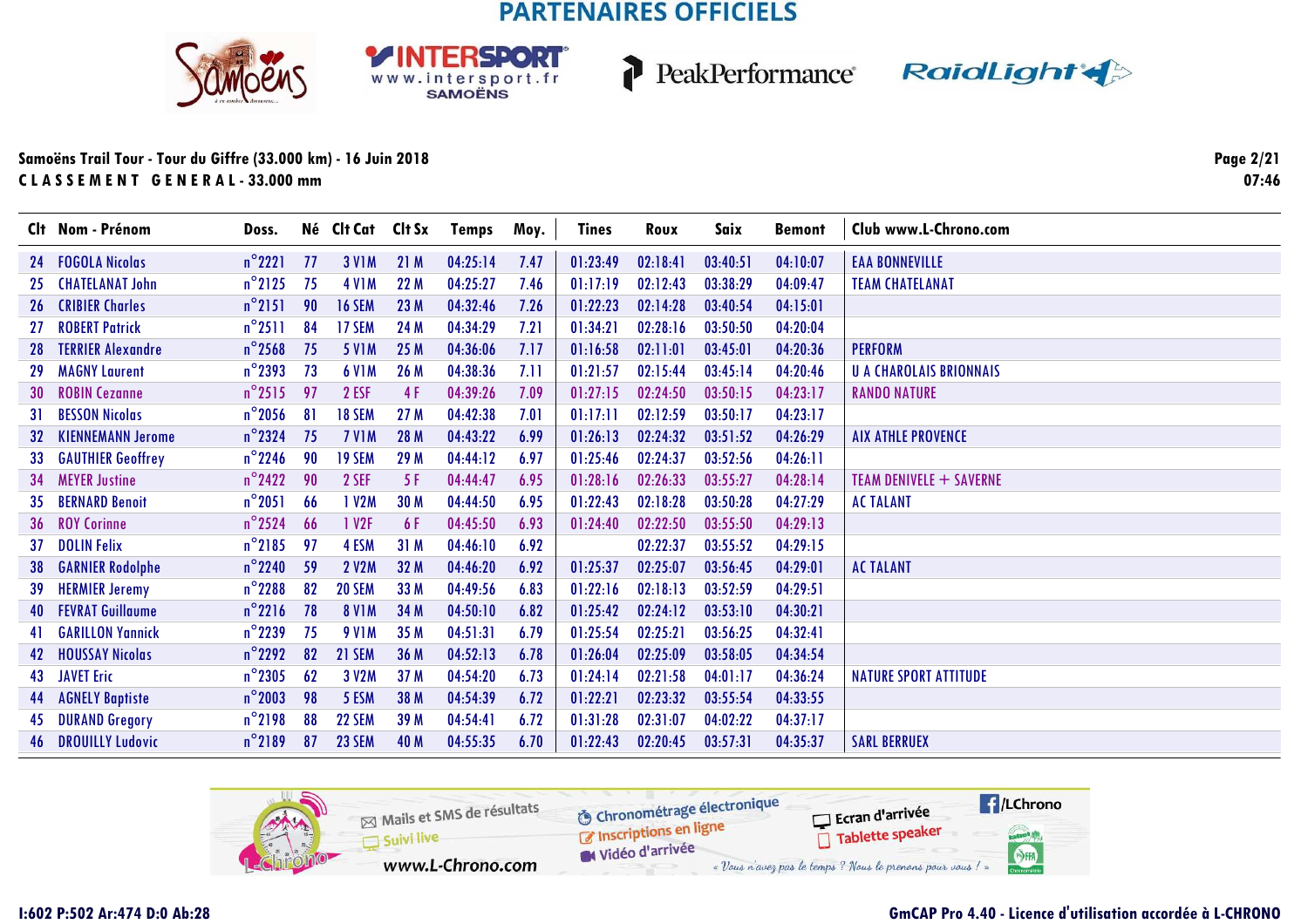PARTENAIRES OFFICIELS

**Samoëns Trail Tour - Tour du Giffre (33.000 km) - 16 Juin 2018**

**C L A S S E M E N T   G E N E R A L - 33.000 mm**

**Page 2/21**
**07:46**

| Clt | Nom - Prénom | Doss. | Né | Clt Cat | Clt Sx | Temps | Moy. | Tines | Roux | Saix | Bemont | Club www.L-Chrono.com |
|---|---|---|---|---|---|---|---|---|---|---|---|---|
| 24 | FOGOLA Nicolas | n°2221 | 77 | 3 V1M | 21 M | 04:25:14 | 7.47 | 01:23:49 | 02:18:41 | 03:40:51 | 04:10:07 | EAA BONNEVILLE |
| 25 | CHATELANAT John | n°2125 | 75 | 4 V1M | 22 M | 04:25:27 | 7.46 | 01:17:19 | 02:12:43 | 03:38:29 | 04:09:47 | TEAM CHATELANAT |
| 26 | CRIBIER Charles | n°2151 | 90 | 16 SEM | 23 M | 04:32:46 | 7.26 | 01:22:23 | 02:14:28 | 03:40:54 | 04:15:01 | |
| 27 | ROBERT Patrick | n°2511 | 84 | 17 SEM | 24 M | 04:34:29 | 7.21 | 01:34:21 | 02:28:16 | 03:50:50 | 04:20:04 | |
| 28 | TERRIER Alexandre | n°2568 | 75 | 5 V1M | 25 M | 04:36:06 | 7.17 | 01:16:58 | 02:11:01 | 03:45:01 | 04:20:36 | PERFORM |
| 29 | MAGNY Laurent | n°2393 | 73 | 6 V1M | 26 M | 04:38:36 | 7.11 | 01:21:57 | 02:15:44 | 03:45:14 | 04:20:46 | U A CHAROLAIS BRIONNAIS |
| 30 | ROBIN Cezanne | n°2515 | 97 | 2 ESF | 4 F | 04:39:26 | 7.09 | 01:27:15 | 02:24:50 | 03:50:15 | 04:23:17 | RANDO NATURE |
| 31 | BESSON Nicolas | n°2056 | 81 | 18 SEM | 27 M | 04:42:38 | 7.01 | 01:17:11 | 02:12:59 | 03:50:17 | 04:23:17 | |
| 32 | KIENNEMANN Jerome | n°2324 | 75 | 7 V1M | 28 M | 04:43:22 | 6.99 | 01:26:13 | 02:24:32 | 03:51:52 | 04:26:29 | AIX ATHLE PROVENCE |
| 33 | GAUTHIER Geoffrey | n°2246 | 90 | 19 SEM | 29 M | 04:44:12 | 6.97 | 01:25:46 | 02:24:37 | 03:52:56 | 04:26:11 | |
| 34 | MEYER Justine | n°2422 | 90 | 2 SEF | 5 F | 04:44:47 | 6.95 | 01:28:16 | 02:26:33 | 03:55:27 | 04:28:14 | TEAM DENIVELE + SAVERNE |
| 35 | BERNARD Benoit | n°2051 | 66 | 1 V2M | 30 M | 04:44:50 | 6.95 | 01:22:43 | 02:18:28 | 03:50:28 | 04:27:29 | AC TALANT |
| 36 | ROY Corinne | n°2524 | 66 | 1 V2F | 6 F | 04:45:50 | 6.93 | 01:24:40 | 02:22:50 | 03:55:50 | 04:29:13 | |
| 37 | DOLIN Felix | n°2185 | 97 | 4 ESM | 31 M | 04:46:10 | 6.92 | | 02:22:37 | 03:55:52 | 04:29:15 | |
| 38 | GARNIER Rodolphe | n°2240 | 59 | 2 V2M | 32 M | 04:46:20 | 6.92 | 01:25:37 | 02:25:07 | 03:56:45 | 04:29:01 | AC TALANT |
| 39 | HERMIER Jeremy | n°2288 | 82 | 20 SEM | 33 M | 04:49:56 | 6.83 | 01:22:16 | 02:18:13 | 03:52:59 | 04:29:51 | |
| 40 | FEVRAT Guillaume | n°2216 | 78 | 8 V1M | 34 M | 04:50:10 | 6.82 | 01:25:42 | 02:24:12 | 03:53:10 | 04:30:21 | |
| 41 | GARILLON Yannick | n°2239 | 75 | 9 V1M | 35 M | 04:51:31 | 6.79 | 01:25:54 | 02:25:21 | 03:56:25 | 04:32:41 | |
| 42 | HOUSSAY Nicolas | n°2292 | 82 | 21 SEM | 36 M | 04:52:13 | 6.78 | 01:26:04 | 02:25:09 | 03:58:05 | 04:34:54 | |
| 43 | JAVET Eric | n°2305 | 62 | 3 V2M | 37 M | 04:54:20 | 6.73 | 01:24:14 | 02:21:58 | 04:01:17 | 04:36:24 | NATURE SPORT ATTITUDE |
| 44 | AGNELY Baptiste | n°2003 | 98 | 5 ESM | 38 M | 04:54:39 | 6.72 | 01:22:21 | 02:23:32 | 03:55:54 | 04:33:55 | |
| 45 | DURAND Gregory | n°2198 | 88 | 22 SEM | 39 M | 04:54:41 | 6.72 | 01:31:28 | 02:31:07 | 04:02:22 | 04:37:17 | |
| 46 | DROUILLY Ludovic | n°2189 | 87 | 23 SEM | 40 M | 04:55:35 | 6.70 | 01:22:43 | 02:20:45 | 03:57:31 | 04:35:37 | SARL BERRUEX |

Mails et SMS de résultats · Suivi live · www.L-Chrono.com · Chronométrage électronique · Inscriptions en ligne · Vidéo d'arrivée · Ecran d'arrivée · Tablette speaker · /LChrono

« Vous n'avez pas le temps ? Nous le prenons pour vous ! »

I:602 P:502 Ar:474 D:0 Ab:28

GmCAP Pro 4.40 - Licence d'utilisation accordée à L-CHRONO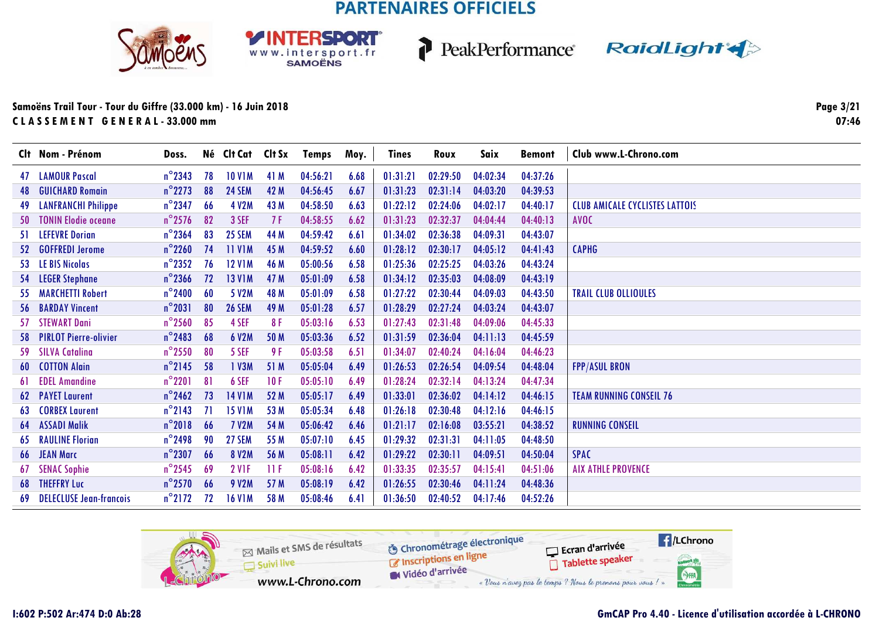PARTENAIRES OFFICIELS

**Samoëns Trail Tour - Tour du Giffre (33.000 km) - 16 Juin 2018**
**CLASSEMENT GENERAL - 33.000 mm**

07:46

| Clt | Nom - Prénom | Doss. | Né | Clt Cat | Clt Sx | Temps | Moy. | Tines | Roux | Saix | Bemont | Club www.L-Chrono.com |
|---|---|---|---|---|---|---|---|---|---|---|---|---|
| 47 | LAMOUR Pascal | n°2343 | 78 | 10 V1M | 41 M | 04:56:21 | 6.68 | 01:31:21 | 02:29:50 | 04:02:34 | 04:37:26 | |
| 48 | GUICHARD Romain | n°2273 | 88 | 24 SEM | 42 M | 04:56:45 | 6.67 | 01:31:23 | 02:31:14 | 04:03:20 | 04:39:53 | |
| 49 | LANFRANCHI Philippe | n°2347 | 66 | 4 V2M | 43 M | 04:58:50 | 6.63 | 01:22:12 | 02:24:06 | 04:02:17 | 04:40:17 | CLUB AMICALE CYCLISTES LATTOIS |
| 50 | TONIN Elodie oceane | n°2576 | 82 | 3 SEF | 7 F | 04:58:55 | 6.62 | 01:31:23 | 02:32:37 | 04:04:44 | 04:40:13 | AVOC |
| 51 | LEFEVRE Dorian | n°2364 | 83 | 25 SEM | 44 M | 04:59:42 | 6.61 | 01:34:02 | 02:36:38 | 04:09:31 | 04:43:07 | |
| 52 | GOFFREDI Jerome | n°2260 | 74 | 11 V1M | 45 M | 04:59:52 | 6.60 | 01:28:12 | 02:30:17 | 04:05:12 | 04:41:43 | CAPHG |
| 53 | LE BIS Nicolas | n°2352 | 76 | 12 V1M | 46 M | 05:00:56 | 6.58 | 01:25:36 | 02:25:25 | 04:03:26 | 04:43:24 | |
| 54 | LEGER Stephane | n°2366 | 72 | 13 V1M | 47 M | 05:01:09 | 6.58 | 01:34:12 | 02:35:03 | 04:08:09 | 04:43:19 | |
| 55 | MARCHETTI Robert | n°2400 | 60 | 5 V2M | 48 M | 05:01:09 | 6.58 | 01:27:22 | 02:30:44 | 04:09:03 | 04:43:50 | TRAIL CLUB OLLIOULES |
| 56 | BARDAY Vincent | n°2031 | 80 | 26 SEM | 49 M | 05:01:28 | 6.57 | 01:28:29 | 02:27:24 | 04:03:24 | 04:43:07 | |
| 57 | STEWART Dani | n°2560 | 85 | 4 SEF | 8 F | 05:03:16 | 6.53 | 01:27:43 | 02:31:48 | 04:09:06 | 04:45:33 | |
| 58 | PIRLOT Pierre-olivier | n°2483 | 68 | 6 V2M | 50 M | 05:03:36 | 6.52 | 01:31:59 | 02:36:04 | 04:11:13 | 04:45:59 | |
| 59 | SILVA Catalina | n°2550 | 80 | 5 SEF | 9 F | 05:03:58 | 6.51 | 01:34:07 | 02:40:24 | 04:16:04 | 04:46:23 | |
| 60 | COTTON Alain | n°2145 | 58 | 1 V3M | 51 M | 05:05:04 | 6.49 | 01:26:53 | 02:26:54 | 04:09:54 | 04:48:04 | FPP/ASUL BRON |
| 61 | EDEL Amandine | n°2201 | 81 | 6 SEF | 10 F | 05:05:10 | 6.49 | 01:28:24 | 02:32:14 | 04:13:24 | 04:47:34 | |
| 62 | PAYET Laurent | n°2462 | 73 | 14 V1M | 52 M | 05:05:17 | 6.49 | 01:33:01 | 02:36:02 | 04:14:12 | 04:46:15 | TEAM RUNNING CONSEIL 76 |
| 63 | CORBEX Laurent | n°2143 | 71 | 15 V1M | 53 M | 05:05:34 | 6.48 | 01:26:18 | 02:30:48 | 04:12:16 | 04:46:15 | |
| 64 | ASSADI Malik | n°2018 | 66 | 7 V2M | 54 M | 05:06:42 | 6.46 | 01:21:17 | 02:16:08 | 03:55:21 | 04:38:52 | RUNNING CONSEIL |
| 65 | RAULINE Florian | n°2498 | 90 | 27 SEM | 55 M | 05:07:10 | 6.45 | 01:29:32 | 02:31:31 | 04:11:05 | 04:48:50 | |
| 66 | JEAN Marc | n°2307 | 66 | 8 V2M | 56 M | 05:08:11 | 6.42 | 01:29:22 | 02:30:11 | 04:09:51 | 04:50:04 | SPAC |
| 67 | SENAC Sophie | n°2545 | 69 | 2 V1F | 11 F | 05:08:16 | 6.42 | 01:33:35 | 02:35:57 | 04:15:41 | 04:51:06 | AIX ATHLE PROVENCE |
| 68 | THEFFRY Luc | n°2570 | 66 | 9 V2M | 57 M | 05:08:19 | 6.42 | 01:26:55 | 02:30:46 | 04:11:24 | 04:48:36 | |
| 69 | DELECLUSE Jean-francois | n°2172 | 72 | 16 V1M | 58 M | 05:08:46 | 6.41 | 01:36:50 | 02:40:52 | 04:17:46 | 04:52:26 | |

Mails et SMS de résultats — Suivi live — www.L-Chrono.com — Chronométrage électronique — Inscriptions en ligne — Vidéo d'arrivée — Ecran d'arrivée — Tablette speaker — /LChrono

« Vous n'avez pas le temps ? Nous le prenons pour vous ! »

I:602 P:502 Ar:474 D:0 Ab:28

GmCAP Pro 4.40 - Licence d'utilisation accordée à L-CHRONO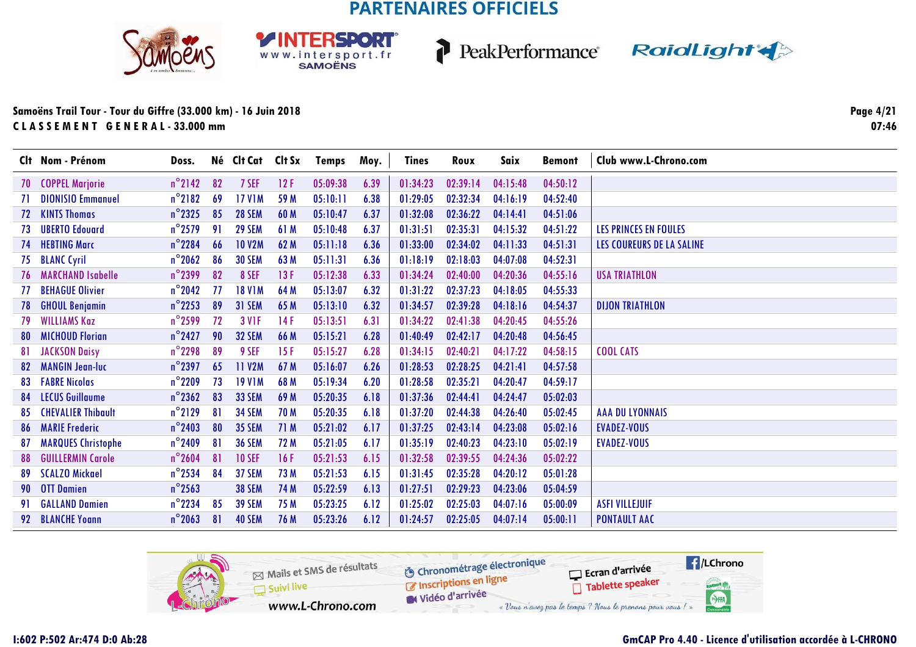# PARTENAIRES OFFICIELS

Samoëns Trail Tour - Tour du Giffre (33.000 km) - 16 Juin 2018

CLASSEMENT GENERAL - 33.000 mm

07:46

| Clt | Nom - Prénom | Doss. | Né | Clt Cat | Clt Sx | Temps | Moy. | Tines | Roux | Saix | Bemont | Club www.L-Chrono.com |
|---|---|---|---|---|---|---|---|---|---|---|---|---|
| 70 | COPPEL Marjorie | n°2142 | 82 | 7 SEF | 12 F | 05:09:38 | 6.39 | 01:34:23 | 02:39:14 | 04:15:48 | 04:50:12 | |
| 71 | DIONISIO Emmanuel | n°2182 | 69 | 17 V1M | 59 M | 05:10:11 | 6.38 | 01:29:05 | 02:32:34 | 04:16:19 | 04:52:40 | |
| 72 | KINTS Thomas | n°2325 | 85 | 28 SEM | 60 M | 05:10:47 | 6.37 | 01:32:08 | 02:36:22 | 04:14:41 | 04:51:06 | |
| 73 | UBERTO Edouard | n°2579 | 91 | 29 SEM | 61 M | 05:10:48 | 6.37 | 01:31:51 | 02:35:31 | 04:15:32 | 04:51:22 | LES PRINCES EN FOULES |
| 74 | HEBTING Marc | n°2284 | 66 | 10 V2M | 62 M | 05:11:18 | 6.36 | 01:33:00 | 02:34:02 | 04:11:33 | 04:51:31 | LES COUREURS DE LA SALINE |
| 75 | BLANC Cyril | n°2062 | 86 | 30 SEM | 63 M | 05:11:31 | 6.36 | 01:18:19 | 02:18:03 | 04:07:08 | 04:52:31 | |
| 76 | MARCHAND Isabelle | n°2399 | 82 | 8 SEF | 13 F | 05:12:38 | 6.33 | 01:34:24 | 02:40:00 | 04:20:36 | 04:55:16 | USA TRIATHLON |
| 77 | BEHAGUE Olivier | n°2042 | 77 | 18 V1M | 64 M | 05:13:07 | 6.32 | 01:31:22 | 02:37:23 | 04:18:05 | 04:55:33 | |
| 78 | GHOUL Benjamin | n°2253 | 89 | 31 SEM | 65 M | 05:13:10 | 6.32 | 01:34:57 | 02:39:28 | 04:18:16 | 04:54:37 | DIJON TRIATHLON |
| 79 | WILLIAMS Kaz | n°2599 | 72 | 3 V1F | 14 F | 05:13:51 | 6.31 | 01:34:22 | 02:41:38 | 04:20:45 | 04:55:26 | |
| 80 | MICHOUD Florian | n°2427 | 90 | 32 SEM | 66 M | 05:15:21 | 6.28 | 01:40:49 | 02:42:17 | 04:20:48 | 04:56:45 | |
| 81 | JACKSON Daisy | n°2298 | 89 | 9 SEF | 15 F | 05:15:27 | 6.28 | 01:34:15 | 02:40:21 | 04:17:22 | 04:58:15 | COOL CATS |
| 82 | MANGIN Jean-luc | n°2397 | 65 | 11 V2M | 67 M | 05:16:07 | 6.26 | 01:28:53 | 02:28:25 | 04:21:41 | 04:57:58 | |
| 83 | FABRE Nicolas | n°2209 | 73 | 19 V1M | 68 M | 05:19:34 | 6.20 | 01:28:58 | 02:35:21 | 04:20:47 | 04:59:17 | |
| 84 | LECUS Guillaume | n°2362 | 83 | 33 SEM | 69 M | 05:20:35 | 6.18 | 01:37:36 | 02:44:41 | 04:24:47 | 05:02:03 | |
| 85 | CHEVALIER Thibault | n°2129 | 81 | 34 SEM | 70 M | 05:20:35 | 6.18 | 01:37:20 | 02:44:38 | 04:26:40 | 05:02:45 | AAA DU LYONNAIS |
| 86 | MARIE Frederic | n°2403 | 80 | 35 SEM | 71 M | 05:21:02 | 6.17 | 01:37:25 | 02:43:14 | 04:23:08 | 05:02:16 | EVADEZ-VOUS |
| 87 | MARQUES Christophe | n°2409 | 81 | 36 SEM | 72 M | 05:21:05 | 6.17 | 01:35:19 | 02:40:23 | 04:23:10 | 05:02:19 | EVADEZ-VOUS |
| 88 | GUILLERMIN Carole | n°2604 | 81 | 10 SEF | 16 F | 05:21:53 | 6.15 | 01:32:58 | 02:39:55 | 04:24:36 | 05:02:22 | |
| 89 | SCALZO Mickael | n°2534 | 84 | 37 SEM | 73 M | 05:21:53 | 6.15 | 01:31:45 | 02:35:28 | 04:20:12 | 05:01:28 | |
| 90 | OTT Damien | n°2563 | | 38 SEM | 74 M | 05:22:59 | 6.13 | 01:27:51 | 02:29:23 | 04:23:06 | 05:04:59 | |
| 91 | GALLAND Damien | n°2234 | 85 | 39 SEM | 75 M | 05:23:25 | 6.12 | 01:25:02 | 02:25:03 | 04:07:16 | 05:00:09 | ASFI VILLEJUIF |
| 92 | BLANCHE Yoann | n°2063 | 81 | 40 SEM | 76 M | 05:23:26 | 6.12 | 01:24:57 | 02:25:05 | 04:07:14 | 05:00:11 | PONTAULT AAC |

I:602 P:502 Ar:474 D:0 Ab:28

GmCAP Pro 4.40 - Licence d'utilisation accordée à L-CHRONO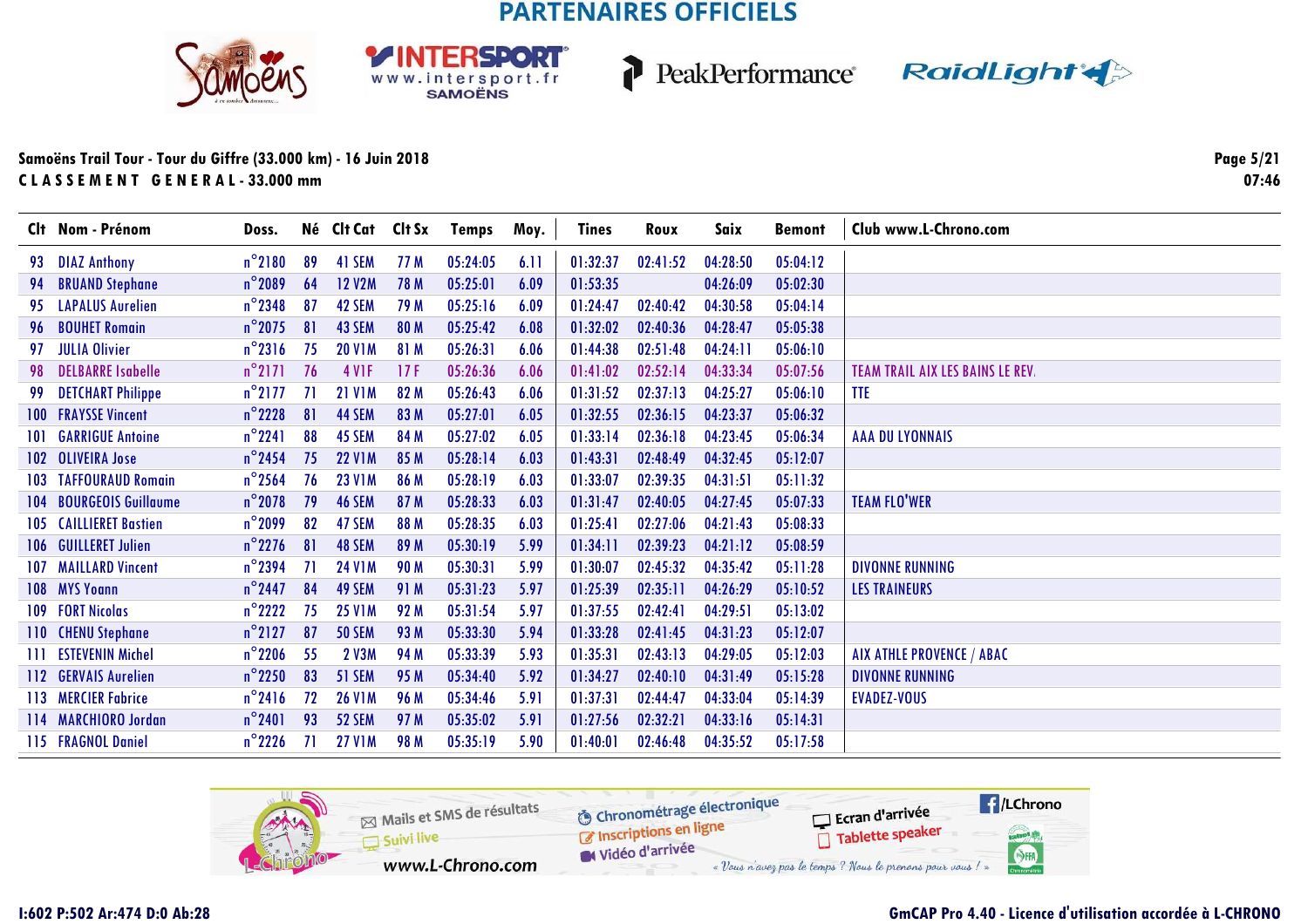PARTENAIRES OFFICIELS

**Samoëns Trail Tour - Tour du Giffre (33.000 km) - 16 Juin 2018**
**C L A S S E M E N T  G E N E R A L - 33.000 mm**

**07:46**

| Clt | Nom - Prénom | Doss. | Né | Clt Cat | Clt Sx | Temps | Moy. | Tines | Roux | Saix | Bemont | Club www.L-Chrono.com |
|---|---|---|---|---|---|---|---|---|---|---|---|---|
| 93 | DIAZ Anthony | n°2180 | 89 | 41 SEM | 77 M | 05:24:05 | 6.11 | 01:32:37 | 02:41:52 | 04:28:50 | 05:04:12 | |
| 94 | BRUAND Stephane | n°2089 | 64 | 12 V2M | 78 M | 05:25:01 | 6.09 | 01:53:35 | | 04:26:09 | 05:02:30 | |
| 95 | LAPALUS Aurelien | n°2348 | 87 | 42 SEM | 79 M | 05:25:16 | 6.09 | 01:24:47 | 02:40:42 | 04:30:58 | 05:04:14 | |
| 96 | BOUHET Romain | n°2075 | 81 | 43 SEM | 80 M | 05:25:42 | 6.08 | 01:32:02 | 02:40:36 | 04:28:47 | 05:05:38 | |
| 97 | JULIA Olivier | n°2316 | 75 | 20 V1M | 81 M | 05:26:31 | 6.06 | 01:44:38 | 02:51:48 | 04:24:11 | 05:06:10 | |
| 98 | DELBARRE Isabelle | n°2171 | 76 | 4 V1F | 17 F | 05:26:36 | 6.06 | 01:41:02 | 02:52:14 | 04:33:34 | 05:07:56 | TEAM TRAIL AIX LES BAINS LE REV. |
| 99 | DETCHART Philippe | n°2177 | 71 | 21 V1M | 82 M | 05:26:43 | 6.06 | 01:31:52 | 02:37:13 | 04:25:27 | 05:06:10 | TTE |
| 100 | FRAYSSE Vincent | n°2228 | 81 | 44 SEM | 83 M | 05:27:01 | 6.05 | 01:32:55 | 02:36:15 | 04:23:37 | 05:06:32 | |
| 101 | GARRIGUE Antoine | n°2241 | 88 | 45 SEM | 84 M | 05:27:02 | 6.05 | 01:33:14 | 02:36:18 | 04:23:45 | 05:06:34 | AAA DU LYONNAIS |
| 102 | OLIVEIRA Jose | n°2454 | 75 | 22 V1M | 85 M | 05:28:14 | 6.03 | 01:43:31 | 02:48:49 | 04:32:45 | 05:12:07 | |
| 103 | TAFFOURAUD Romain | n°2564 | 76 | 23 V1M | 86 M | 05:28:19 | 6.03 | 01:33:07 | 02:39:35 | 04:31:51 | 05:11:32 | |
| 104 | BOURGEOIS Guillaume | n°2078 | 79 | 46 SEM | 87 M | 05:28:33 | 6.03 | 01:31:47 | 02:40:05 | 04:27:45 | 05:07:33 | TEAM FLO'WER |
| 105 | CAILLIERET Bastien | n°2099 | 82 | 47 SEM | 88 M | 05:28:35 | 6.03 | 01:25:41 | 02:27:06 | 04:21:43 | 05:08:33 | |
| 106 | GUILLERET Julien | n°2276 | 81 | 48 SEM | 89 M | 05:30:19 | 5.99 | 01:34:11 | 02:39:23 | 04:21:12 | 05:08:59 | |
| 107 | MAILLARD Vincent | n°2394 | 71 | 24 V1M | 90 M | 05:30:31 | 5.99 | 01:30:07 | 02:45:32 | 04:35:42 | 05:11:28 | DIVONNE RUNNING |
| 108 | MYS Yoann | n°2447 | 84 | 49 SEM | 91 M | 05:31:23 | 5.97 | 01:25:39 | 02:35:11 | 04:26:29 | 05:10:52 | LES TRAINEURS |
| 109 | FORT Nicolas | n°2222 | 75 | 25 V1M | 92 M | 05:31:54 | 5.97 | 01:37:55 | 02:42:41 | 04:29:51 | 05:13:02 | |
| 110 | CHENU Stephane | n°2127 | 87 | 50 SEM | 93 M | 05:33:30 | 5.94 | 01:33:28 | 02:41:45 | 04:31:23 | 05:12:07 | |
| 111 | ESTEVENIN Michel | n°2206 | 55 | 2 V3M | 94 M | 05:33:39 | 5.93 | 01:35:31 | 02:43:13 | 04:29:05 | 05:12:03 | AIX ATHLE PROVENCE / ABAC |
| 112 | GERVAIS Aurelien | n°2250 | 83 | 51 SEM | 95 M | 05:34:40 | 5.92 | 01:34:27 | 02:40:10 | 04:31:49 | 05:15:28 | DIVONNE RUNNING |
| 113 | MERCIER Fabrice | n°2416 | 72 | 26 V1M | 96 M | 05:34:46 | 5.91 | 01:37:31 | 02:44:47 | 04:33:04 | 05:14:39 | EVADEZ-VOUS |
| 114 | MARCHIORO Jordan | n°2401 | 93 | 52 SEM | 97 M | 05:35:02 | 5.91 | 01:27:56 | 02:32:21 | 04:33:16 | 05:14:31 | |
| 115 | FRAGNOL Daniel | n°2226 | 71 | 27 V1M | 98 M | 05:35:19 | 5.90 | 01:40:01 | 02:46:48 | 04:35:52 | 05:17:58 | |

Mails et SMS de résultats — Suivi live — www.L-Chrono.com — Chronométrage électronique — Inscriptions en ligne — Vidéo d'arrivée — Ecran d'arrivée — Tablette speaker — /LChrono

« Vous n'avez pas le temps ? Nous le prenons pour vous ! »

I:602 P:502 Ar:474 D:0 Ab:28

GmCAP Pro 4.40 - Licence d'utilisation accordée à L-CHRONO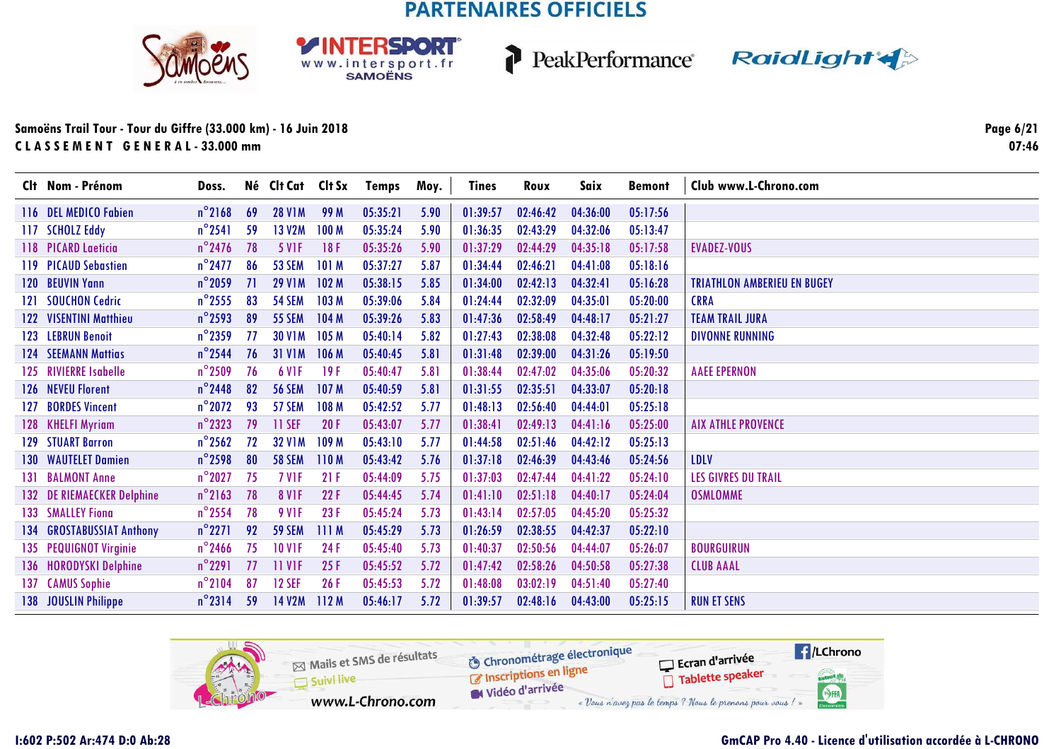PARTENAIRES OFFICIELS

**Samoëns Trail Tour - Tour du Giffre (33.000 km) - 16 Juin 2018**
**C L A S S E M E N T   G E N E R A L - 33.000 mm**

07:46

| Clt | Nom - Prénom | Doss. | Né | Clt Cat | Clt Sx | Temps | Moy. | Tines | Roux | Saix | Bemont | Club www.L-Chrono.com |
|---|---|---|---|---|---|---|---|---|---|---|---|---|
| 116 | DEL MEDICO Fabien | n°2168 | 69 | 28 V1M | 99 M | 05:35:21 | 5.90 | 01:39:57 | 02:46:42 | 04:36:00 | 05:17:56 | |
| 117 | SCHOLZ Eddy | n°2541 | 59 | 13 V2M | 100 M | 05:35:24 | 5.90 | 01:36:35 | 02:43:29 | 04:32:06 | 05:13:47 | |
| 118 | PICARD Laeticia | n°2476 | 78 | 5 V1F | 18 F | 05:35:26 | 5.90 | 01:37:29 | 02:44:29 | 04:35:18 | 05:17:58 | EVADEZ-VOUS |
| 119 | PICAUD Sebastien | n°2477 | 86 | 53 SEM | 101 M | 05:37:27 | 5.87 | 01:34:44 | 02:46:21 | 04:41:08 | 05:18:16 | |
| 120 | BEUVIN Yann | n°2059 | 71 | 29 V1M | 102 M | 05:38:15 | 5.85 | 01:34:00 | 02:42:13 | 04:32:41 | 05:16:28 | TRIATHLON AMBERIEU EN BUGEY |
| 121 | SOUCHON Cedric | n°2555 | 83 | 54 SEM | 103 M | 05:39:06 | 5.84 | 01:24:44 | 02:32:09 | 04:35:01 | 05:20:00 | CRRA |
| 122 | VISENTINI Matthieu | n°2593 | 89 | 55 SEM | 104 M | 05:39:26 | 5.83 | 01:47:36 | 02:58:49 | 04:48:17 | 05:21:27 | TEAM TRAIL JURA |
| 123 | LEBRUN Benoit | n°2359 | 77 | 30 V1M | 105 M | 05:40:14 | 5.82 | 01:27:43 | 02:38:08 | 04:32:48 | 05:22:12 | DIVONNE RUNNING |
| 124 | SEEMANN Mattias | n°2544 | 76 | 31 V1M | 106 M | 05:40:45 | 5.81 | 01:31:48 | 02:39:00 | 04:31:26 | 05:19:50 | |
| 125 | RIVIERRE Isabelle | n°2509 | 76 | 6 V1F | 19 F | 05:40:47 | 5.81 | 01:38:44 | 02:47:02 | 04:35:06 | 05:20:32 | AAEE EPERNON |
| 126 | NEVEU Florent | n°2448 | 82 | 56 SEM | 107 M | 05:40:59 | 5.81 | 01:31:55 | 02:35:51 | 04:33:07 | 05:20:18 | |
| 127 | BORDES Vincent | n°2072 | 93 | 57 SEM | 108 M | 05:42:52 | 5.77 | 01:48:13 | 02:56:40 | 04:44:01 | 05:25:18 | |
| 128 | KHELFI Myriam | n°2323 | 79 | 11 SEF | 20 F | 05:43:07 | 5.77 | 01:38:41 | 02:49:13 | 04:41:16 | 05:25:00 | AIX ATHLE PROVENCE |
| 129 | STUART Barron | n°2562 | 72 | 32 V1M | 109 M | 05:43:10 | 5.77 | 01:44:58 | 02:51:46 | 04:42:12 | 05:25:13 | |
| 130 | WAUTELET Damien | n°2598 | 80 | 58 SEM | 110 M | 05:43:42 | 5.76 | 01:37:18 | 02:46:39 | 04:43:46 | 05:24:56 | LDLV |
| 131 | BALMONT Anne | n°2027 | 75 | 7 V1F | 21 F | 05:44:09 | 5.75 | 01:37:03 | 02:47:44 | 04:41:22 | 05:24:10 | LES GIVRES DU TRAIL |
| 132 | DE RIEMAECKER Delphine | n°2163 | 78 | 8 V1F | 22 F | 05:44:45 | 5.74 | 01:41:10 | 02:51:18 | 04:40:17 | 05:24:04 | OSMLOMME |
| 133 | SMALLEY Fiona | n°2554 | 78 | 9 V1F | 23 F | 05:45:24 | 5.73 | 01:43:14 | 02:57:05 | 04:45:20 | 05:25:32 | |
| 134 | GROSTABUSSIAT Anthony | n°2271 | 92 | 59 SEM | 111 M | 05:45:29 | 5.73 | 01:26:59 | 02:38:55 | 04:42:37 | 05:22:10 | |
| 135 | PEQUIGNOT Virginie | n°2466 | 75 | 10 V1F | 24 F | 05:45:40 | 5.73 | 01:40:37 | 02:50:56 | 04:44:07 | 05:26:07 | BOURGUIRUN |
| 136 | HORODYSKI Delphine | n°2291 | 77 | 11 V1F | 25 F | 05:45:52 | 5.72 | 01:47:42 | 02:58:26 | 04:50:58 | 05:27:38 | CLUB AAAL |
| 137 | CAMUS Sophie | n°2104 | 87 | 12 SEF | 26 F | 05:45:53 | 5.72 | 01:48:08 | 03:02:19 | 04:51:40 | 05:27:40 | |
| 138 | JOUSLIN Philippe | n°2314 | 59 | 14 V2M | 112 M | 05:46:17 | 5.72 | 01:39:57 | 02:48:16 | 04:43:00 | 05:25:15 | RUN ET SENS |

Mails et SMS de résultats · Suivi live · www.L-Chrono.com · Chronométrage électronique · Inscriptions en ligne · Vidéo d'arrivée · Ecran d'arrivée · Tablette speaker · /LChrono · « Vous n'avez pas le temps ? Nous le prenons pour vous ! »

I:602 P:502 Ar:474 D:0 Ab:28

GmCAP Pro 4.40 - Licence d'utilisation accordée à L-CHRONO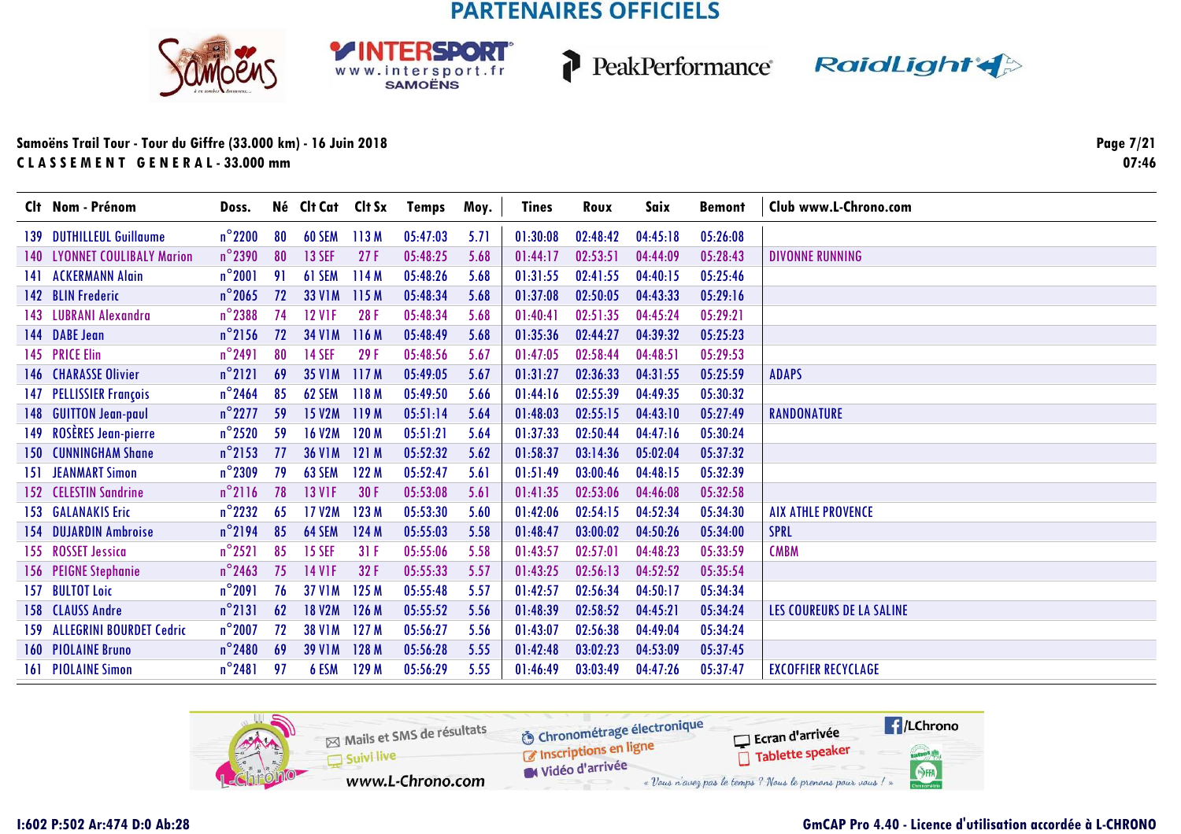PARTENAIRES OFFICIELS

Samoëns Trail Tour - Tour du Giffre (33.000 km) - 16 Juin 2018

CLASSEMENT GENERAL - 33.000 mm

07:46

| Clt | Nom - Prénom | Doss. | Né | Clt Cat | Clt Sx | Temps | Moy. | Tines | Roux | Saix | Bemont | Club www.L-Chrono.com |
|---|---|---|---|---|---|---|---|---|---|---|---|---|
| 139 | DUTHILLEUL Guillaume | n°2200 | 80 | 60 SEM | 113 M | 05:47:03 | 5.71 | 01:30:08 | 02:48:42 | 04:45:18 | 05:26:08 | |
| 140 | LYONNET COULIBALY Marion | n°2390 | 80 | 13 SEF | 27 F | 05:48:25 | 5.68 | 01:44:17 | 02:53:51 | 04:44:09 | 05:28:43 | DIVONNE RUNNING |
| 141 | ACKERMANN Alain | n°2001 | 91 | 61 SEM | 114 M | 05:48:26 | 5.68 | 01:31:55 | 02:41:55 | 04:40:15 | 05:25:46 | |
| 142 | BLIN Frederic | n°2065 | 72 | 33 V1M | 115 M | 05:48:34 | 5.68 | 01:37:08 | 02:50:05 | 04:43:33 | 05:29:16 | |
| 143 | LUBRANI Alexandra | n°2388 | 74 | 12 V1F | 28 F | 05:48:34 | 5.68 | 01:40:41 | 02:51:35 | 04:45:24 | 05:29:21 | |
| 144 | DABE Jean | n°2156 | 72 | 34 V1M | 116 M | 05:48:49 | 5.68 | 01:35:36 | 02:44:27 | 04:39:32 | 05:25:23 | |
| 145 | PRICE Elin | n°2491 | 80 | 14 SEF | 29 F | 05:48:56 | 5.67 | 01:47:05 | 02:58:44 | 04:48:51 | 05:29:53 | |
| 146 | CHARASSE Olivier | n°2121 | 69 | 35 V1M | 117 M | 05:49:05 | 5.67 | 01:31:27 | 02:36:33 | 04:31:55 | 05:25:59 | ADAPS |
| 147 | PELLISSIER François | n°2464 | 85 | 62 SEM | 118 M | 05:49:50 | 5.66 | 01:44:16 | 02:55:39 | 04:49:35 | 05:30:32 | |
| 148 | GUITTON Jean-paul | n°2277 | 59 | 15 V2M | 119 M | 05:51:14 | 5.64 | 01:48:03 | 02:55:15 | 04:43:10 | 05:27:49 | RANDONATURE |
| 149 | ROSÈRES Jean-pierre | n°2520 | 59 | 16 V2M | 120 M | 05:51:21 | 5.64 | 01:37:33 | 02:50:44 | 04:47:16 | 05:30:24 | |
| 150 | CUNNINGHAM Shane | n°2153 | 77 | 36 V1M | 121 M | 05:52:32 | 5.62 | 01:58:37 | 03:14:36 | 05:02:04 | 05:37:32 | |
| 151 | JEANMART Simon | n°2309 | 79 | 63 SEM | 122 M | 05:52:47 | 5.61 | 01:51:49 | 03:00:46 | 04:48:15 | 05:32:39 | |
| 152 | CELESTIN Sandrine | n°2116 | 78 | 13 V1F | 30 F | 05:53:08 | 5.61 | 01:41:35 | 02:53:06 | 04:46:08 | 05:32:58 | |
| 153 | GALANAKIS Eric | n°2232 | 65 | 17 V2M | 123 M | 05:53:30 | 5.60 | 01:42:06 | 02:54:15 | 04:52:34 | 05:34:30 | AIX ATHLE PROVENCE |
| 154 | DUJARDIN Ambroise | n°2194 | 85 | 64 SEM | 124 M | 05:55:03 | 5.58 | 01:48:47 | 03:00:02 | 04:50:26 | 05:34:00 | SPRL |
| 155 | ROSSET Jessica | n°2521 | 85 | 15 SEF | 31 F | 05:55:06 | 5.58 | 01:43:57 | 02:57:01 | 04:48:23 | 05:33:59 | CMBM |
| 156 | PEIGNE Stephanie | n°2463 | 75 | 14 V1F | 32 F | 05:55:33 | 5.57 | 01:43:25 | 02:56:13 | 04:52:52 | 05:35:54 | |
| 157 | BULTOT Loic | n°2091 | 76 | 37 V1M | 125 M | 05:55:48 | 5.57 | 01:42:57 | 02:56:34 | 04:50:17 | 05:34:34 | |
| 158 | CLAUSS Andre | n°2131 | 62 | 18 V2M | 126 M | 05:55:52 | 5.56 | 01:48:39 | 02:58:52 | 04:45:21 | 05:34:24 | LES COUREURS DE LA SALINE |
| 159 | ALLEGRINI BOURDET Cedric | n°2007 | 72 | 38 V1M | 127 M | 05:56:27 | 5.56 | 01:43:07 | 02:56:38 | 04:49:04 | 05:34:24 | |
| 160 | PIOLAINE Bruno | n°2480 | 69 | 39 V1M | 128 M | 05:56:28 | 5.55 | 01:42:48 | 03:02:23 | 04:53:09 | 05:37:45 | |
| 161 | PIOLAINE Simon | n°2481 | 97 | 6 ESM | 129 M | 05:56:29 | 5.55 | 01:46:49 | 03:03:49 | 04:47:26 | 05:37:47 | EXCOFFIER RECYCLAGE |

I:602 P:502 Ar:474 D:0 Ab:28

GmCAP Pro 4.40 - Licence d'utilisation accordée à L-CHRONO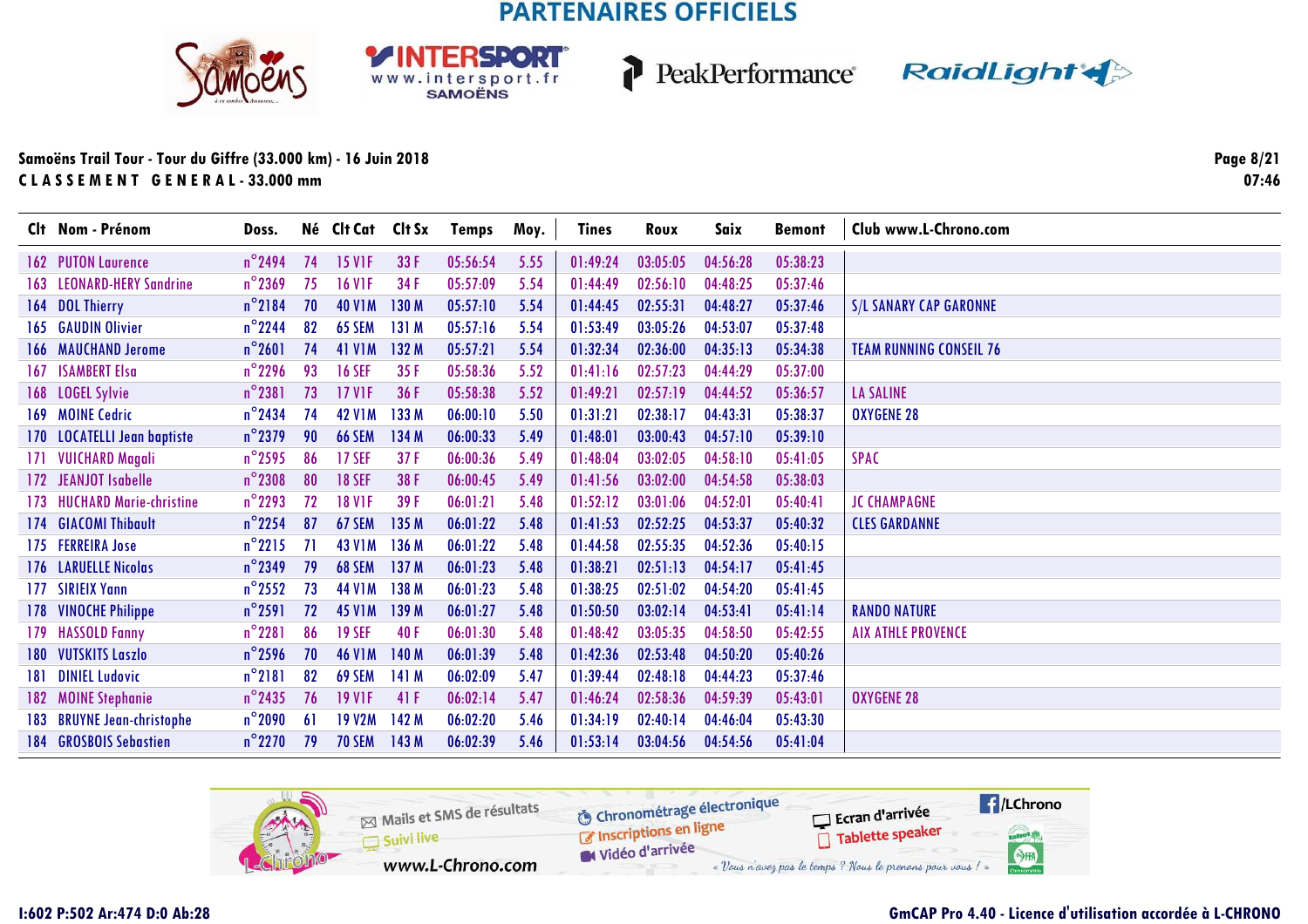PARTENAIRES OFFICIELS

**Samoëns Trail Tour - Tour du Giffre (33.000 km) - 16 Juin 2018**
**CLASSEMENT GENERAL - 33.000 mm**

07:46

| Clt | Nom - Prénom | Doss. | Né | Clt Cat | Clt Sx | Temps | Moy. | Tines | Roux | Saix | Bemont | Club www.L-Chrono.com |
|---|---|---|---|---|---|---|---|---|---|---|---|---|
| 162 | PUTON Laurence | n°2494 | 74 | 15 V1F | 33 F | 05:56:54 | 5.55 | 01:49:24 | 03:05:05 | 04:56:28 | 05:38:23 | |
| 163 | LEONARD-HERY Sandrine | n°2369 | 75 | 16 V1F | 34 F | 05:57:09 | 5.54 | 01:44:49 | 02:56:10 | 04:48:25 | 05:37:46 | |
| 164 | DOL Thierry | n°2184 | 70 | 40 V1M | 130 M | 05:57:10 | 5.54 | 01:44:45 | 02:55:31 | 04:48:27 | 05:37:46 | S/L SANARY CAP GARONNE |
| 165 | GAUDIN Olivier | n°2244 | 82 | 65 SEM | 131 M | 05:57:16 | 5.54 | 01:53:49 | 03:05:26 | 04:53:07 | 05:37:48 | |
| 166 | MAUCHAND Jerome | n°2601 | 74 | 41 V1M | 132 M | 05:57:21 | 5.54 | 01:32:34 | 02:36:00 | 04:35:13 | 05:34:38 | TEAM RUNNING CONSEIL 76 |
| 167 | ISAMBERT Elsa | n°2296 | 93 | 16 SEF | 35 F | 05:58:36 | 5.52 | 01:41:16 | 02:57:23 | 04:44:29 | 05:37:00 | |
| 168 | LOGEL Sylvie | n°2381 | 73 | 17 V1F | 36 F | 05:58:38 | 5.52 | 01:49:21 | 02:57:19 | 04:44:52 | 05:36:57 | LA SALINE |
| 169 | MOINE Cedric | n°2434 | 74 | 42 V1M | 133 M | 06:00:10 | 5.50 | 01:31:21 | 02:38:17 | 04:43:31 | 05:38:37 | OXYGENE 28 |
| 170 | LOCATELLI Jean baptiste | n°2379 | 90 | 66 SEM | 134 M | 06:00:33 | 5.49 | 01:48:01 | 03:00:43 | 04:57:10 | 05:39:10 | |
| 171 | VUICHARD Magali | n°2595 | 86 | 17 SEF | 37 F | 06:00:36 | 5.49 | 01:48:04 | 03:02:05 | 04:58:10 | 05:41:05 | SPAC |
| 172 | JEANJOT Isabelle | n°2308 | 80 | 18 SEF | 38 F | 06:00:45 | 5.49 | 01:41:56 | 03:02:00 | 04:54:58 | 05:38:03 | |
| 173 | HUCHARD Marie-christine | n°2293 | 72 | 18 V1F | 39 F | 06:01:21 | 5.48 | 01:52:12 | 03:01:06 | 04:52:01 | 05:40:41 | JC CHAMPAGNE |
| 174 | GIACOMI Thibault | n°2254 | 87 | 67 SEM | 135 M | 06:01:22 | 5.48 | 01:41:53 | 02:52:25 | 04:53:37 | 05:40:32 | CLES GARDANNE |
| 175 | FERREIRA Jose | n°2215 | 71 | 43 V1M | 136 M | 06:01:22 | 5.48 | 01:44:58 | 02:55:35 | 04:52:36 | 05:40:15 | |
| 176 | LARUELLE Nicolas | n°2349 | 79 | 68 SEM | 137 M | 06:01:23 | 5.48 | 01:38:21 | 02:51:13 | 04:54:17 | 05:41:45 | |
| 177 | SIRIEIX Yann | n°2552 | 73 | 44 V1M | 138 M | 06:01:23 | 5.48 | 01:38:25 | 02:51:02 | 04:54:20 | 05:41:45 | |
| 178 | VINOCHE Philippe | n°2591 | 72 | 45 V1M | 139 M | 06:01:27 | 5.48 | 01:50:50 | 03:02:14 | 04:53:41 | 05:41:14 | RANDO NATURE |
| 179 | HASSOLD Fanny | n°2281 | 86 | 19 SEF | 40 F | 06:01:30 | 5.48 | 01:48:42 | 03:05:35 | 04:58:50 | 05:42:55 | AIX ATHLE PROVENCE |
| 180 | VUTSKITS Laszlo | n°2596 | 70 | 46 V1M | 140 M | 06:01:39 | 5.48 | 01:42:36 | 02:53:48 | 04:50:20 | 05:40:26 | |
| 181 | DINIEL Ludovic | n°2181 | 82 | 69 SEM | 141 M | 06:02:09 | 5.47 | 01:39:44 | 02:48:18 | 04:44:23 | 05:37:46 | |
| 182 | MOINE Stephanie | n°2435 | 76 | 19 V1F | 41 F | 06:02:14 | 5.47 | 01:46:24 | 02:58:36 | 04:59:39 | 05:43:01 | OXYGENE 28 |
| 183 | BRUYNE Jean-christophe | n°2090 | 61 | 19 V2M | 142 M | 06:02:20 | 5.46 | 01:34:19 | 02:40:14 | 04:46:04 | 05:43:30 | |
| 184 | GROSBOIS Sebastien | n°2270 | 79 | 70 SEM | 143 M | 06:02:39 | 5.46 | 01:53:14 | 03:04:56 | 04:54:56 | 05:41:04 | |

Mails et SMS de résultats · Suivi live · www.L-Chrono.com · Chronométrage électronique · Inscriptions en ligne · Vidéo d'arrivée · Ecran d'arrivée · Tablette speaker · /LChrono · « Vous n'avez pas le temps ? Nous le prenons pour vous ! »

I:602 P:502 Ar:474 D:0 Ab:28

GmCAP Pro 4.40 - Licence d'utilisation accordée à L-CHRONO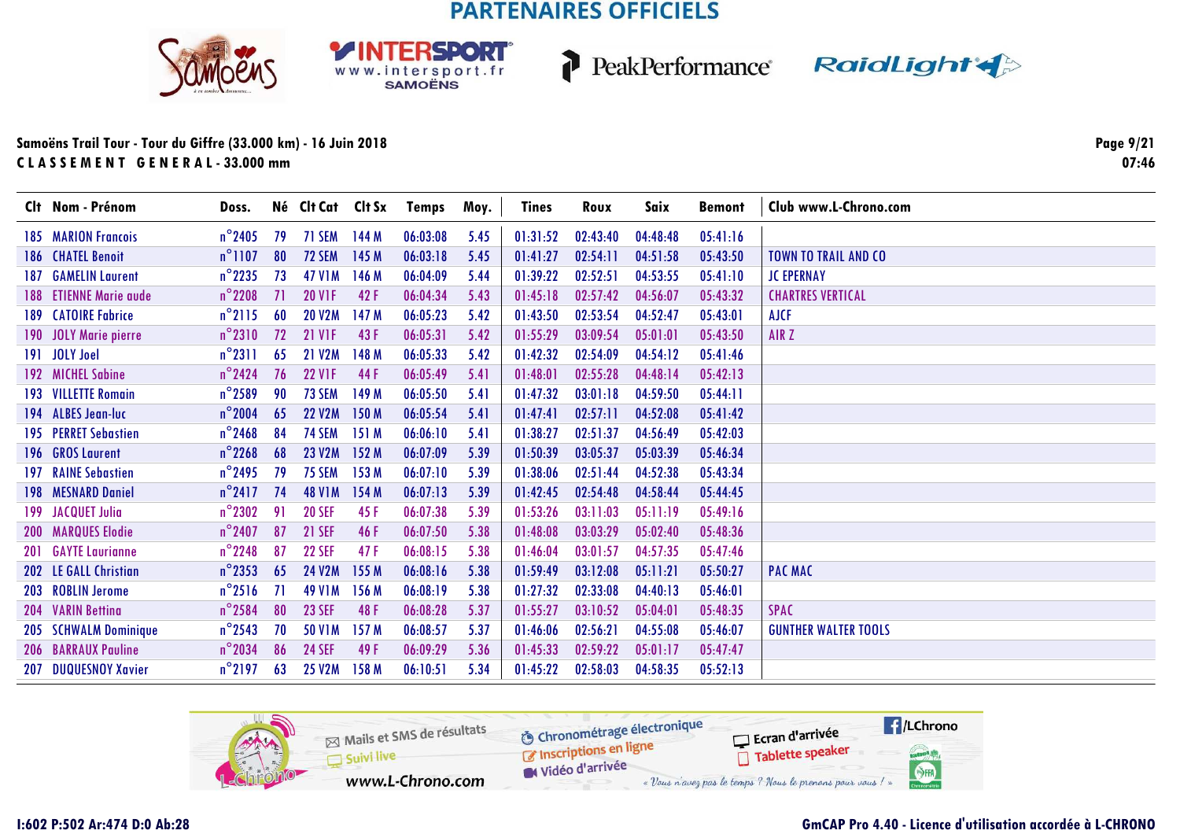## PARTENAIRES OFFICIELS

**Samoëns Trail Tour - Tour du Giffre (33.000 km) - 16 Juin 2018**

**C L A S S E M E N T  G E N E R A L - 33.000 mm**

07:46

| Clt | Nom - Prénom | Doss. | Né | Clt Cat | Clt Sx | Temps | Moy. | Tines | Roux | Saix | Bemont | Club www.L-Chrono.com |
|---|---|---|---|---|---|---|---|---|---|---|---|---|
| 185 | MARION Francois | n°2405 | 79 | 71 SEM | 144 M | 06:03:08 | 5.45 | 01:31:52 | 02:43:40 | 04:48:48 | 05:41:16 | |
| 186 | CHATEL Benoit | n°1107 | 80 | 72 SEM | 145 M | 06:03:18 | 5.45 | 01:41:27 | 02:54:11 | 04:51:58 | 05:43:50 | TOWN TO TRAIL AND CO |
| 187 | GAMELIN Laurent | n°2235 | 73 | 47 V1M | 146 M | 06:04:09 | 5.44 | 01:39:22 | 02:52:51 | 04:53:55 | 05:41:10 | JC EPERNAY |
| 188 | ETIENNE Marie aude | n°2208 | 71 | 20 V1F | 42 F | 06:04:34 | 5.43 | 01:45:18 | 02:57:42 | 04:56:07 | 05:43:32 | CHARTRES VERTICAL |
| 189 | CATOIRE Fabrice | n°2115 | 60 | 20 V2M | 147 M | 06:05:23 | 5.42 | 01:43:50 | 02:53:54 | 04:52:47 | 05:43:01 | AJCF |
| 190 | JOLY Marie pierre | n°2310 | 72 | 21 V1F | 43 F | 06:05:31 | 5.42 | 01:55:29 | 03:09:54 | 05:01:01 | 05:43:50 | AIR Z |
| 191 | JOLY Joel | n°2311 | 65 | 21 V2M | 148 M | 06:05:33 | 5.42 | 01:42:32 | 02:54:09 | 04:54:12 | 05:41:46 | |
| 192 | MICHEL Sabine | n°2424 | 76 | 22 V1F | 44 F | 06:05:49 | 5.41 | 01:48:01 | 02:55:28 | 04:48:14 | 05:42:13 | |
| 193 | VILLETTE Romain | n°2589 | 90 | 73 SEM | 149 M | 06:05:50 | 5.41 | 01:47:32 | 03:01:18 | 04:59:50 | 05:44:11 | |
| 194 | ALBES Jean-luc | n°2004 | 65 | 22 V2M | 150 M | 06:05:54 | 5.41 | 01:47:41 | 02:57:11 | 04:52:08 | 05:41:42 | |
| 195 | PERRET Sebastien | n°2468 | 84 | 74 SEM | 151 M | 06:06:10 | 5.41 | 01:38:27 | 02:51:37 | 04:56:49 | 05:42:03 | |
| 196 | GROS Laurent | n°2268 | 68 | 23 V2M | 152 M | 06:07:09 | 5.39 | 01:50:39 | 03:05:37 | 05:03:39 | 05:46:34 | |
| 197 | RAINE Sebastien | n°2495 | 79 | 75 SEM | 153 M | 06:07:10 | 5.39 | 01:38:06 | 02:51:44 | 04:52:38 | 05:43:34 | |
| 198 | MESNARD Daniel | n°2417 | 74 | 48 V1M | 154 M | 06:07:13 | 5.39 | 01:42:45 | 02:54:48 | 04:58:44 | 05:44:45 | |
| 199 | JACQUET Julia | n°2302 | 91 | 20 SEF | 45 F | 06:07:38 | 5.39 | 01:53:26 | 03:11:03 | 05:11:19 | 05:49:16 | |
| 200 | MARQUES Elodie | n°2407 | 87 | 21 SEF | 46 F | 06:07:50 | 5.38 | 01:48:08 | 03:03:29 | 05:02:40 | 05:48:36 | |
| 201 | GAYTE Laurianne | n°2248 | 87 | 22 SEF | 47 F | 06:08:15 | 5.38 | 01:46:04 | 03:01:57 | 04:57:35 | 05:47:46 | |
| 202 | LE GALL Christian | n°2353 | 65 | 24 V2M | 155 M | 06:08:16 | 5.38 | 01:59:49 | 03:12:08 | 05:11:21 | 05:50:27 | PAC MAC |
| 203 | ROBLIN Jerome | n°2516 | 71 | 49 V1M | 156 M | 06:08:19 | 5.38 | 01:27:32 | 02:33:08 | 04:40:13 | 05:46:01 | |
| 204 | VARIN Bettina | n°2584 | 80 | 23 SEF | 48 F | 06:08:28 | 5.37 | 01:55:27 | 03:10:52 | 05:04:01 | 05:48:35 | SPAC |
| 205 | SCHWALM Dominique | n°2543 | 70 | 50 V1M | 157 M | 06:08:57 | 5.37 | 01:46:06 | 02:56:21 | 04:55:08 | 05:46:07 | GUNTHER WALTER TOOLS |
| 206 | BARRAUX Pauline | n°2034 | 86 | 24 SEF | 49 F | 06:09:29 | 5.36 | 01:45:33 | 02:59:22 | 05:01:17 | 05:47:47 | |
| 207 | DUQUESNOY Xavier | n°2197 | 63 | 25 V2M | 158 M | 06:10:51 | 5.34 | 01:45:22 | 02:58:03 | 04:58:35 | 05:52:13 | |

Mails et SMS de résultats · Suivi live · www.L-Chrono.com · Chronométrage électronique · Inscriptions en ligne · Vidéo d'arrivée · Ecran d'arrivée · Tablette speaker · /LChrono

*« Vous n'avez pas le temps ? Nous le prenons pour vous ! »*

I:602 P:502 Ar:474 D:0 Ab:28

GmCAP Pro 4.40 - Licence d'utilisation accordée à L-CHRONO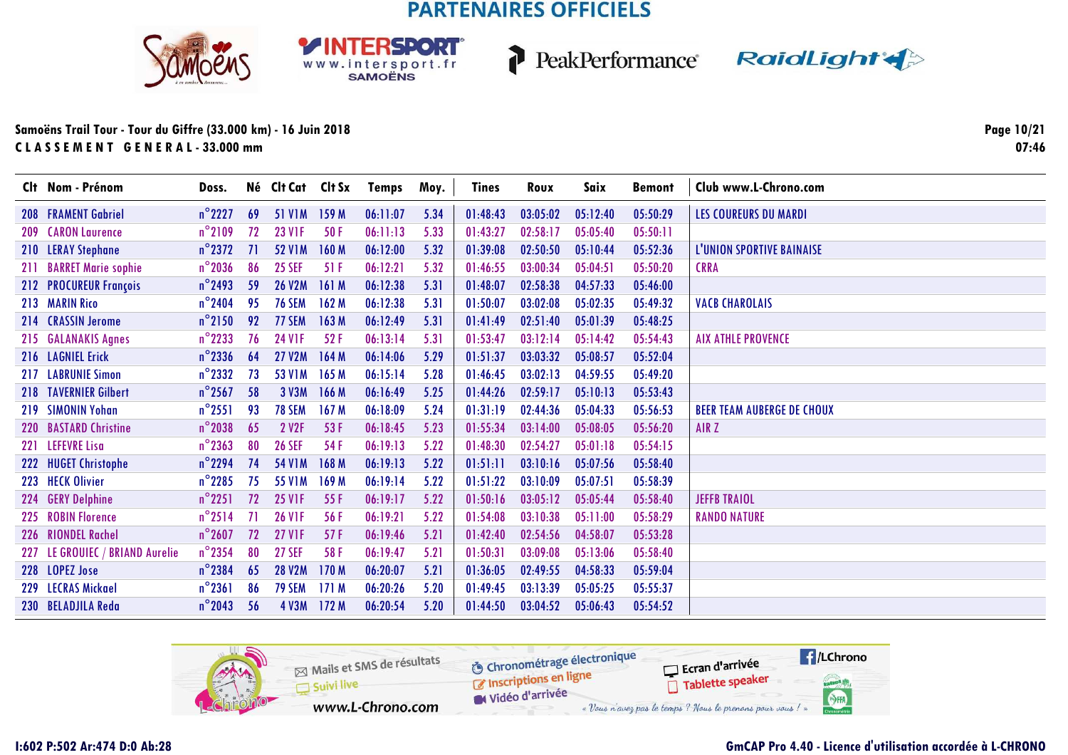PARTENAIRES OFFICIELS

**Samoëns Trail Tour - Tour du Giffre (33.000 km) - 16 Juin 2018**

**CLASSEMENT GENERAL - 33.000 mm**

07:46

| Clt | Nom - Prénom | Doss. | Né | Clt Cat | Clt Sx | Temps | Moy. | Tines | Roux | Saix | Bemont | Club www.L-Chrono.com |
|---|---|---|---|---|---|---|---|---|---|---|---|---|
| 208 | FRAMENT Gabriel | n°2227 | 69 | 51 V1M | 159 M | 06:11:07 | 5.34 | 01:48:43 | 03:05:02 | 05:12:40 | 05:50:29 | LES COUREURS DU MARDI |
| 209 | CARON Laurence | n°2109 | 72 | 23 V1F | 50 F | 06:11:13 | 5.33 | 01:43:27 | 02:58:17 | 05:05:40 | 05:50:11 | |
| 210 | LERAY Stephane | n°2372 | 71 | 52 V1M | 160 M | 06:12:00 | 5.32 | 01:39:08 | 02:50:50 | 05:10:44 | 05:52:36 | L'UNION SPORTIVE BAINAISE |
| 211 | BARRET Marie sophie | n°2036 | 86 | 25 SEF | 51 F | 06:12:21 | 5.32 | 01:46:55 | 03:00:34 | 05:04:51 | 05:50:20 | CRRA |
| 212 | PROCUREUR François | n°2493 | 59 | 26 V2M | 161 M | 06:12:38 | 5.31 | 01:48:07 | 02:58:38 | 04:57:33 | 05:46:00 | |
| 213 | MARIN Rico | n°2404 | 95 | 76 SEM | 162 M | 06:12:38 | 5.31 | 01:50:07 | 03:02:08 | 05:02:35 | 05:49:32 | VACB CHAROLAIS |
| 214 | CRASSIN Jerome | n°2150 | 92 | 77 SEM | 163 M | 06:12:49 | 5.31 | 01:41:49 | 02:51:40 | 05:01:39 | 05:48:25 | |
| 215 | GALANAKIS Agnes | n°2233 | 76 | 24 V1F | 52 F | 06:13:14 | 5.31 | 01:53:47 | 03:12:14 | 05:14:42 | 05:54:43 | AIX ATHLE PROVENCE |
| 216 | LAGNIEL Erick | n°2336 | 64 | 27 V2M | 164 M | 06:14:06 | 5.29 | 01:51:37 | 03:03:32 | 05:08:57 | 05:52:04 | |
| 217 | LABRUNIE Simon | n°2332 | 73 | 53 V1M | 165 M | 06:15:14 | 5.28 | 01:46:45 | 03:02:13 | 04:59:55 | 05:49:20 | |
| 218 | TAVERNIER Gilbert | n°2567 | 58 | 3 V3M | 166 M | 06:16:49 | 5.25 | 01:44:26 | 02:59:17 | 05:10:13 | 05:53:43 | |
| 219 | SIMONIN Yohan | n°2551 | 93 | 78 SEM | 167 M | 06:18:09 | 5.24 | 01:31:19 | 02:44:36 | 05:04:33 | 05:56:53 | BEER TEAM AUBERGE DE CHOUX |
| 220 | BASTARD Christine | n°2038 | 65 | 2 V2F | 53 F | 06:18:45 | 5.23 | 01:55:34 | 03:14:00 | 05:08:05 | 05:56:20 | AIR Z |
| 221 | LEFEVRE Lisa | n°2363 | 80 | 26 SEF | 54 F | 06:19:13 | 5.22 | 01:48:30 | 02:54:27 | 05:01:18 | 05:54:15 | |
| 222 | HUGET Christophe | n°2294 | 74 | 54 V1M | 168 M | 06:19:13 | 5.22 | 01:51:11 | 03:10:16 | 05:07:56 | 05:58:40 | |
| 223 | HECK Olivier | n°2285 | 75 | 55 V1M | 169 M | 06:19:14 | 5.22 | 01:51:22 | 03:10:09 | 05:07:51 | 05:58:39 | |
| 224 | GERY Delphine | n°2251 | 72 | 25 V1F | 55 F | 06:19:17 | 5.22 | 01:50:16 | 03:05:12 | 05:05:44 | 05:58:40 | JEFFB TRAIOL |
| 225 | ROBIN Florence | n°2514 | 71 | 26 V1F | 56 F | 06:19:21 | 5.22 | 01:54:08 | 03:10:38 | 05:11:00 | 05:58:29 | RANDO NATURE |
| 226 | RIONDEL Rachel | n°2607 | 72 | 27 V1F | 57 F | 06:19:46 | 5.21 | 01:42:40 | 02:54:56 | 04:58:07 | 05:53:28 | |
| 227 | LE GROUIEC / BRIAND Aurelie | n°2354 | 80 | 27 SEF | 58 F | 06:19:47 | 5.21 | 01:50:31 | 03:09:08 | 05:13:06 | 05:58:40 | |
| 228 | LOPEZ Jose | n°2384 | 65 | 28 V2M | 170 M | 06:20:07 | 5.21 | 01:36:05 | 02:49:55 | 04:58:33 | 05:59:04 | |
| 229 | LECRAS Mickael | n°2361 | 86 | 79 SEM | 171 M | 06:20:26 | 5.20 | 01:49:45 | 03:13:39 | 05:05:25 | 05:55:37 | |
| 230 | BELADJILA Reda | n°2043 | 56 | 4 V3M | 172 M | 06:20:54 | 5.20 | 01:44:50 | 03:04:52 | 05:06:43 | 05:54:52 | |

I:602 P:502 Ar:474 D:0 Ab:28

GmCAP Pro 4.40 - Licence d'utilisation accordée à L-CHRONO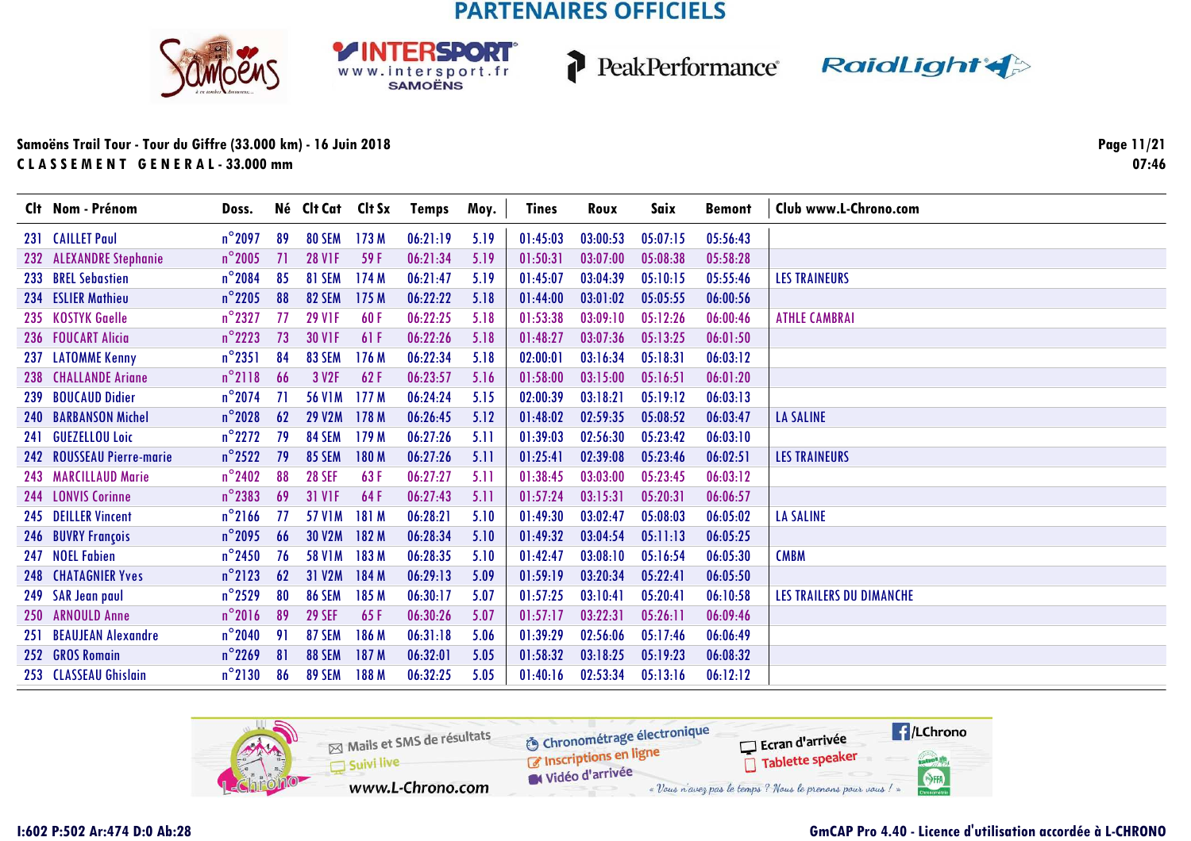PARTENAIRES OFFICIELS

Samoëns Trail Tour - Tour du Giffre (33.000 km) - 16 Juin 2018
CLASSEMENT GENERAL - 33.000 mm

07:46

| Clt | Nom - Prénom | Doss. | Né | Clt Cat | Clt Sx | Temps | Moy. | Tines | Roux | Saix | Bemont | Club www.L-Chrono.com |
|---|---|---|---|---|---|---|---|---|---|---|---|---|
| 231 | CAILLET Paul | n°2097 | 89 | 80 SEM | 173 M | 06:21:19 | 5.19 | 01:45:03 | 03:00:53 | 05:07:15 | 05:56:43 | |
| 232 | ALEXANDRE Stephanie | n°2005 | 71 | 28 V1F | 59 F | 06:21:34 | 5.19 | 01:50:31 | 03:07:00 | 05:08:38 | 05:58:28 | |
| 233 | BREL Sebastien | n°2084 | 85 | 81 SEM | 174 M | 06:21:47 | 5.19 | 01:45:07 | 03:04:39 | 05:10:15 | 05:55:46 | LES TRAINEURS |
| 234 | ESLIER Mathieu | n°2205 | 88 | 82 SEM | 175 M | 06:22:22 | 5.18 | 01:44:00 | 03:01:02 | 05:05:55 | 06:00:56 | |
| 235 | KOSTYK Gaelle | n°2327 | 77 | 29 V1F | 60 F | 06:22:25 | 5.18 | 01:53:38 | 03:09:10 | 05:12:26 | 06:00:46 | ATHLE CAMBRAI |
| 236 | FOUCART Alicia | n°2223 | 73 | 30 V1F | 61 F | 06:22:26 | 5.18 | 01:48:27 | 03:07:36 | 05:13:25 | 06:01:50 | |
| 237 | LATOMME Kenny | n°2351 | 84 | 83 SEM | 176 M | 06:22:34 | 5.18 | 02:00:01 | 03:16:34 | 05:18:31 | 06:03:12 | |
| 238 | CHALLANDE Ariane | n°2118 | 66 | 3 V2F | 62 F | 06:23:57 | 5.16 | 01:58:00 | 03:15:00 | 05:16:51 | 06:01:20 | |
| 239 | BOUCAUD Didier | n°2074 | 71 | 56 V1M | 177 M | 06:24:24 | 5.15 | 02:00:39 | 03:18:21 | 05:19:12 | 06:03:13 | |
| 240 | BARBANSON Michel | n°2028 | 62 | 29 V2M | 178 M | 06:26:45 | 5.12 | 01:48:02 | 02:59:35 | 05:08:52 | 06:03:47 | LA SALINE |
| 241 | GUEZELLOU Loic | n°2272 | 79 | 84 SEM | 179 M | 06:27:26 | 5.11 | 01:39:03 | 02:56:30 | 05:23:42 | 06:03:10 | |
| 242 | ROUSSEAU Pierre-marie | n°2522 | 79 | 85 SEM | 180 M | 06:27:26 | 5.11 | 01:25:41 | 02:39:08 | 05:23:46 | 06:02:51 | LES TRAINEURS |
| 243 | MARCILLAUD Marie | n°2402 | 88 | 28 SEF | 63 F | 06:27:27 | 5.11 | 01:38:45 | 03:03:00 | 05:23:45 | 06:03:12 | |
| 244 | LONVIS Corinne | n°2383 | 69 | 31 V1F | 64 F | 06:27:43 | 5.11 | 01:57:24 | 03:15:31 | 05:20:31 | 06:06:57 | |
| 245 | DEILLER Vincent | n°2166 | 77 | 57 V1M | 181 M | 06:28:21 | 5.10 | 01:49:30 | 03:02:47 | 05:08:03 | 06:05:02 | LA SALINE |
| 246 | BUVRY François | n°2095 | 66 | 30 V2M | 182 M | 06:28:34 | 5.10 | 01:49:32 | 03:04:54 | 05:11:13 | 06:05:25 | |
| 247 | NOEL Fabien | n°2450 | 76 | 58 V1M | 183 M | 06:28:35 | 5.10 | 01:42:47 | 03:08:10 | 05:16:54 | 06:05:30 | CMBM |
| 248 | CHATAGNIER Yves | n°2123 | 62 | 31 V2M | 184 M | 06:29:13 | 5.09 | 01:59:19 | 03:20:34 | 05:22:41 | 06:05:50 | |
| 249 | SAR Jean paul | n°2529 | 80 | 86 SEM | 185 M | 06:30:17 | 5.07 | 01:57:25 | 03:10:41 | 05:20:41 | 06:10:58 | LES TRAILERS DU DIMANCHE |
| 250 | ARNOULD Anne | n°2016 | 89 | 29 SEF | 65 F | 06:30:26 | 5.07 | 01:57:17 | 03:22:31 | 05:26:11 | 06:09:46 | |
| 251 | BEAUJEAN Alexandre | n°2040 | 91 | 87 SEM | 186 M | 06:31:18 | 5.06 | 01:39:29 | 02:56:06 | 05:17:46 | 06:06:49 | |
| 252 | GROS Romain | n°2269 | 81 | 88 SEM | 187 M | 06:32:01 | 5.05 | 01:58:32 | 03:18:25 | 05:19:23 | 06:08:32 | |
| 253 | CLASSEAU Ghislain | n°2130 | 86 | 89 SEM | 188 M | 06:32:25 | 5.05 | 01:40:16 | 02:53:34 | 05:13:16 | 06:12:12 | |

Mails et SMS de résultats · Suivi live · www.L-Chrono.com · Chronométrage électronique · Inscriptions en ligne · Vidéo d'arrivée · Ecran d'arrivée · Tablette speaker · /LChrono

« Vous n'avez pas le temps ? Nous le prenons pour vous ! »

I:602 P:502 Ar:474 D:0 Ab:28

GmCAP Pro 4.40 - Licence d'utilisation accordée à L-CHRONO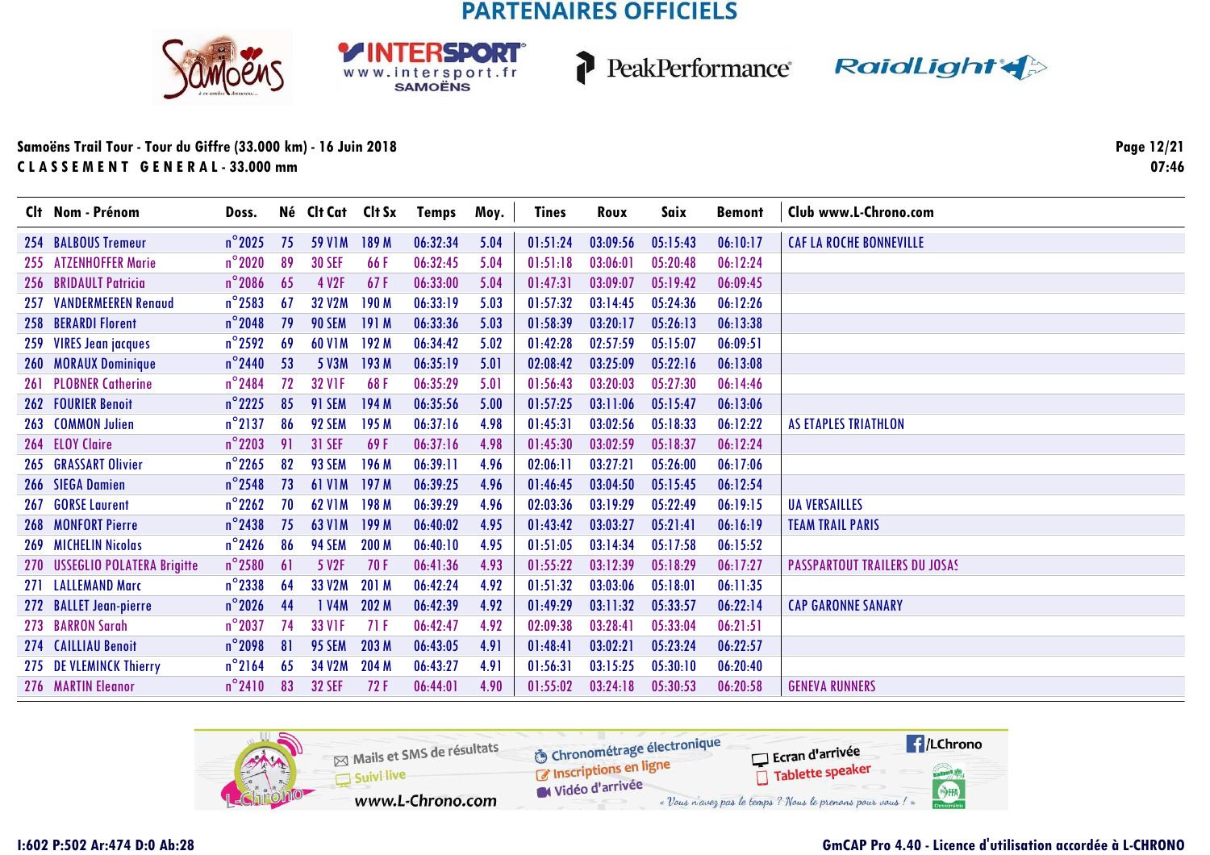PARTENAIRES OFFICIELS

Samoëns Trail Tour - Tour du Giffre (33.000 km) - 16 Juin 2018
C L A S S E M E N T   G E N E R A L - 33.000 mm

07:46

| Clt | Nom - Prénom | Doss. | Né | Clt Cat | Clt Sx | Temps | Moy. | Tines | Roux | Saix | Bemont | Club www.L-Chrono.com |
|---|---|---|---|---|---|---|---|---|---|---|---|---|
| 254 | BALBOUS Tremeur | n°2025 | 75 | 59 V1M | 189 M | 06:32:34 | 5.04 | 01:51:24 | 03:09:56 | 05:15:43 | 06:10:17 | CAF LA ROCHE BONNEVILLE |
| 255 | ATZENHOFFER Marie | n°2020 | 89 | 30 SEF | 66 F | 06:32:45 | 5.04 | 01:51:18 | 03:06:01 | 05:20:48 | 06:12:24 | |
| 256 | BRIDAULT Patricia | n°2086 | 65 | 4 V2F | 67 F | 06:33:00 | 5.04 | 01:47:31 | 03:09:07 | 05:19:42 | 06:09:45 | |
| 257 | VANDERMEEREN Renaud | n°2583 | 67 | 32 V2M | 190 M | 06:33:19 | 5.03 | 01:57:32 | 03:14:45 | 05:24:36 | 06:12:26 | |
| 258 | BERARDI Florent | n°2048 | 79 | 90 SEM | 191 M | 06:33:36 | 5.03 | 01:58:39 | 03:20:17 | 05:26:13 | 06:13:38 | |
| 259 | VIRES Jean jacques | n°2592 | 69 | 60 V1M | 192 M | 06:34:42 | 5.02 | 01:42:28 | 02:57:59 | 05:15:07 | 06:09:51 | |
| 260 | MORAUX Dominique | n°2440 | 53 | 5 V3M | 193 M | 06:35:19 | 5.01 | 02:08:42 | 03:25:09 | 05:22:16 | 06:13:08 | |
| 261 | PLOBNER Catherine | n°2484 | 72 | 32 V1F | 68 F | 06:35:29 | 5.01 | 01:56:43 | 03:20:03 | 05:27:30 | 06:14:46 | |
| 262 | FOURIER Benoit | n°2225 | 85 | 91 SEM | 194 M | 06:35:56 | 5.00 | 01:57:25 | 03:11:06 | 05:15:47 | 06:13:06 | |
| 263 | COMMON Julien | n°2137 | 86 | 92 SEM | 195 M | 06:37:16 | 4.98 | 01:45:31 | 03:02:56 | 05:18:33 | 06:12:22 | AS ETAPLES TRIATHLON |
| 264 | ELOY Claire | n°2203 | 91 | 31 SEF | 69 F | 06:37:16 | 4.98 | 01:45:30 | 03:02:59 | 05:18:37 | 06:12:24 | |
| 265 | GRASSART Olivier | n°2265 | 82 | 93 SEM | 196 M | 06:39:11 | 4.96 | 02:06:11 | 03:27:21 | 05:26:00 | 06:17:06 | |
| 266 | SIEGA Damien | n°2548 | 73 | 61 V1M | 197 M | 06:39:25 | 4.96 | 01:46:45 | 03:04:50 | 05:15:45 | 06:12:54 | |
| 267 | GORSE Laurent | n°2262 | 70 | 62 V1M | 198 M | 06:39:29 | 4.96 | 02:03:36 | 03:19:29 | 05:22:49 | 06:19:15 | UA VERSAILLES |
| 268 | MONFORT Pierre | n°2438 | 75 | 63 V1M | 199 M | 06:40:02 | 4.95 | 01:43:42 | 03:03:27 | 05:21:41 | 06:16:19 | TEAM TRAIL PARIS |
| 269 | MICHELIN Nicolas | n°2426 | 86 | 94 SEM | 200 M | 06:40:10 | 4.95 | 01:51:05 | 03:14:34 | 05:17:58 | 06:15:52 | |
| 270 | USSEGLIO POLATERA Brigitte | n°2580 | 61 | 5 V2F | 70 F | 06:41:36 | 4.93 | 01:55:22 | 03:12:39 | 05:18:29 | 06:17:27 | PASSPARTOUT TRAILERS DU JOSAS |
| 271 | LALLEMAND Marc | n°2338 | 64 | 33 V2M | 201 M | 06:42:24 | 4.92 | 01:51:32 | 03:03:06 | 05:18:01 | 06:11:35 | |
| 272 | BALLET Jean-pierre | n°2026 | 44 | 1 V4M | 202 M | 06:42:39 | 4.92 | 01:49:29 | 03:11:32 | 05:33:57 | 06:22:14 | CAP GARONNE SANARY |
| 273 | BARRON Sarah | n°2037 | 74 | 33 V1F | 71 F | 06:42:47 | 4.92 | 02:09:38 | 03:28:41 | 05:33:04 | 06:21:51 | |
| 274 | CAILLIAU Benoit | n°2098 | 81 | 95 SEM | 203 M | 06:43:05 | 4.91 | 01:48:41 | 03:02:21 | 05:23:24 | 06:22:57 | |
| 275 | DE VLEMINCK Thierry | n°2164 | 65 | 34 V2M | 204 M | 06:43:27 | 4.91 | 01:56:31 | 03:15:25 | 05:30:10 | 06:20:40 | |
| 276 | MARTIN Eleanor | n°2410 | 83 | 32 SEF | 72 F | 06:44:01 | 4.90 | 01:55:02 | 03:24:18 | 05:30:53 | 06:20:58 | GENEVA RUNNERS |

Mails et SMS de résultats · Suivi live · www.L-Chrono.com · Chronométrage électronique · Inscriptions en ligne · Vidéo d'arrivée · Ecran d'arrivée · Tablette speaker · /LChrono

« Vous n'avez pas le temps ? Nous le prenons pour vous ! »

I:602 P:502 Ar:474 D:0 Ab:28

GmCAP Pro 4.40 - Licence d'utilisation accordée à L-CHRONO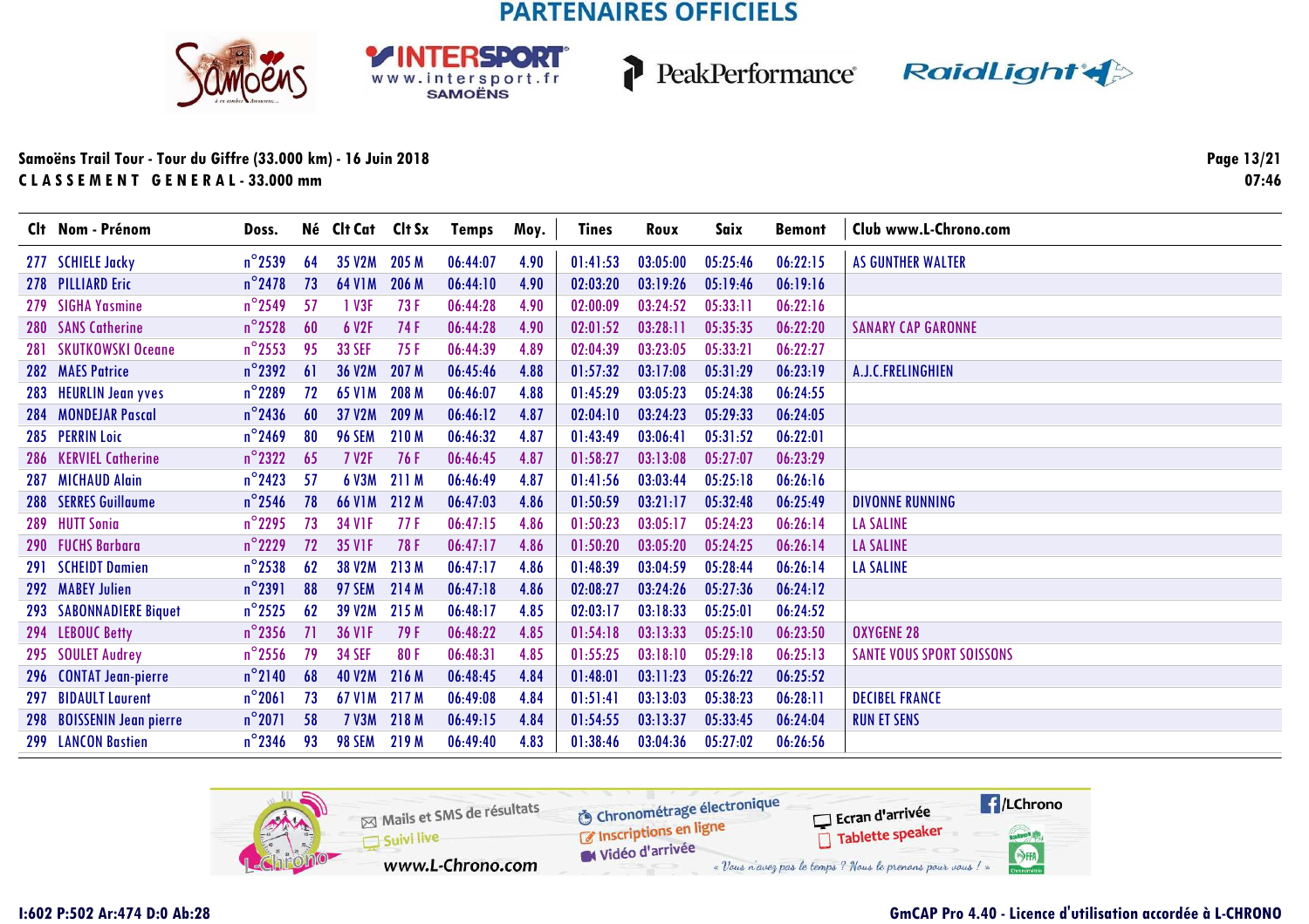## PARTENAIRES OFFICIELS

**Samoëns Trail Tour - Tour du Giffre (33.000 km) - 16 Juin 2018**
**C L A S S E M E N T   G E N E R A L - 33.000 mm**

07:46

| Clt | Nom - Prénom | Doss. | Né | Clt Cat | Clt Sx | Temps | Moy. | Tines | Roux | Saix | Bemont | Club www.L-Chrono.com |
|---|---|---|---|---|---|---|---|---|---|---|---|---|
| 277 | SCHIELE Jacky | n°2539 | 64 | 35 V2M | 205 M | 06:44:07 | 4.90 | 01:41:53 | 03:05:00 | 05:25:46 | 06:22:15 | AS GUNTHER WALTER |
| 278 | PILLIARD Eric | n°2478 | 73 | 64 V1M | 206 M | 06:44:10 | 4.90 | 02:03:20 | 03:19:26 | 05:19:46 | 06:19:16 | |
| 279 | SIGHA Yasmine | n°2549 | 57 | 1 V3F | 73 F | 06:44:28 | 4.90 | 02:00:09 | 03:24:52 | 05:33:11 | 06:22:16 | |
| 280 | SANS Catherine | n°2528 | 60 | 6 V2F | 74 F | 06:44:28 | 4.90 | 02:01:52 | 03:28:11 | 05:35:35 | 06:22:20 | SANARY CAP GARONNE |
| 281 | SKUTKOWSKI Oceane | n°2553 | 95 | 33 SEF | 75 F | 06:44:39 | 4.89 | 02:04:39 | 03:23:05 | 05:33:21 | 06:22:27 | |
| 282 | MAES Patrice | n°2392 | 61 | 36 V2M | 207 M | 06:45:46 | 4.88 | 01:57:32 | 03:17:08 | 05:31:29 | 06:23:19 | A.J.C.FRELINGHIEN |
| 283 | HEURLIN Jean yves | n°2289 | 72 | 65 V1M | 208 M | 06:46:07 | 4.88 | 01:45:29 | 03:05:23 | 05:24:38 | 06:24:55 | |
| 284 | MONDEJAR Pascal | n°2436 | 60 | 37 V2M | 209 M | 06:46:12 | 4.87 | 02:04:10 | 03:24:23 | 05:29:33 | 06:24:05 | |
| 285 | PERRIN Loic | n°2469 | 80 | 96 SEM | 210 M | 06:46:32 | 4.87 | 01:43:49 | 03:06:41 | 05:31:52 | 06:22:01 | |
| 286 | KERVIEL Catherine | n°2322 | 65 | 7 V2F | 76 F | 06:46:45 | 4.87 | 01:58:27 | 03:13:08 | 05:27:07 | 06:23:29 | |
| 287 | MICHAUD Alain | n°2423 | 57 | 6 V3M | 211 M | 06:46:49 | 4.87 | 01:41:56 | 03:03:44 | 05:25:18 | 06:26:16 | |
| 288 | SERRES Guillaume | n°2546 | 78 | 66 V1M | 212 M | 06:47:03 | 4.86 | 01:50:59 | 03:21:17 | 05:32:48 | 06:25:49 | DIVONNE RUNNING |
| 289 | HUTT Sonia | n°2295 | 73 | 34 V1F | 77 F | 06:47:15 | 4.86 | 01:50:23 | 03:05:17 | 05:24:23 | 06:26:14 | LA SALINE |
| 290 | FUCHS Barbara | n°2229 | 72 | 35 V1F | 78 F | 06:47:17 | 4.86 | 01:50:20 | 03:05:20 | 05:24:25 | 06:26:14 | LA SALINE |
| 291 | SCHEIDT Damien | n°2538 | 62 | 38 V2M | 213 M | 06:47:17 | 4.86 | 01:48:39 | 03:04:59 | 05:28:44 | 06:26:14 | LA SALINE |
| 292 | MABEY Julien | n°2391 | 88 | 97 SEM | 214 M | 06:47:18 | 4.86 | 02:08:27 | 03:24:26 | 05:27:36 | 06:24:12 | |
| 293 | SABONNADIERE Biquet | n°2525 | 62 | 39 V2M | 215 M | 06:48:17 | 4.85 | 02:03:17 | 03:18:33 | 05:25:01 | 06:24:52 | |
| 294 | LEBOUC Betty | n°2356 | 71 | 36 V1F | 79 F | 06:48:22 | 4.85 | 01:54:18 | 03:13:33 | 05:25:10 | 06:23:50 | OXYGENE 28 |
| 295 | SOULET Audrey | n°2556 | 79 | 34 SEF | 80 F | 06:48:31 | 4.85 | 01:55:25 | 03:18:10 | 05:29:18 | 06:25:13 | SANTE VOUS SPORT SOISSONS |
| 296 | CONTAT Jean-pierre | n°2140 | 68 | 40 V2M | 216 M | 06:48:45 | 4.84 | 01:48:01 | 03:11:23 | 05:26:22 | 06:25:52 | |
| 297 | BIDAULT Laurent | n°2061 | 73 | 67 V1M | 217 M | 06:49:08 | 4.84 | 01:51:41 | 03:13:03 | 05:38:23 | 06:28:11 | DECIBEL FRANCE |
| 298 | BOISSENIN Jean pierre | n°2071 | 58 | 7 V3M | 218 M | 06:49:15 | 4.84 | 01:54:55 | 03:13:37 | 05:33:45 | 06:24:04 | RUN ET SENS |
| 299 | LANCON Bastien | n°2346 | 93 | 98 SEM | 219 M | 06:49:40 | 4.83 | 01:38:46 | 03:04:36 | 05:27:02 | 06:26:56 | |

Mails et SMS de résultats — Suivi live — www.L-Chrono.com — Chronométrage électronique — Inscriptions en ligne — Vidéo d'arrivée — Ecran d'arrivée — Tablette speaker — /LChrono — « Vous n'avez pas le temps ? Nous le prenons pour vous ! »

I:602 P:502 Ar:474 D:0 Ab:28 — GmCAP Pro 4.40 - Licence d'utilisation accordée à L-CHRONO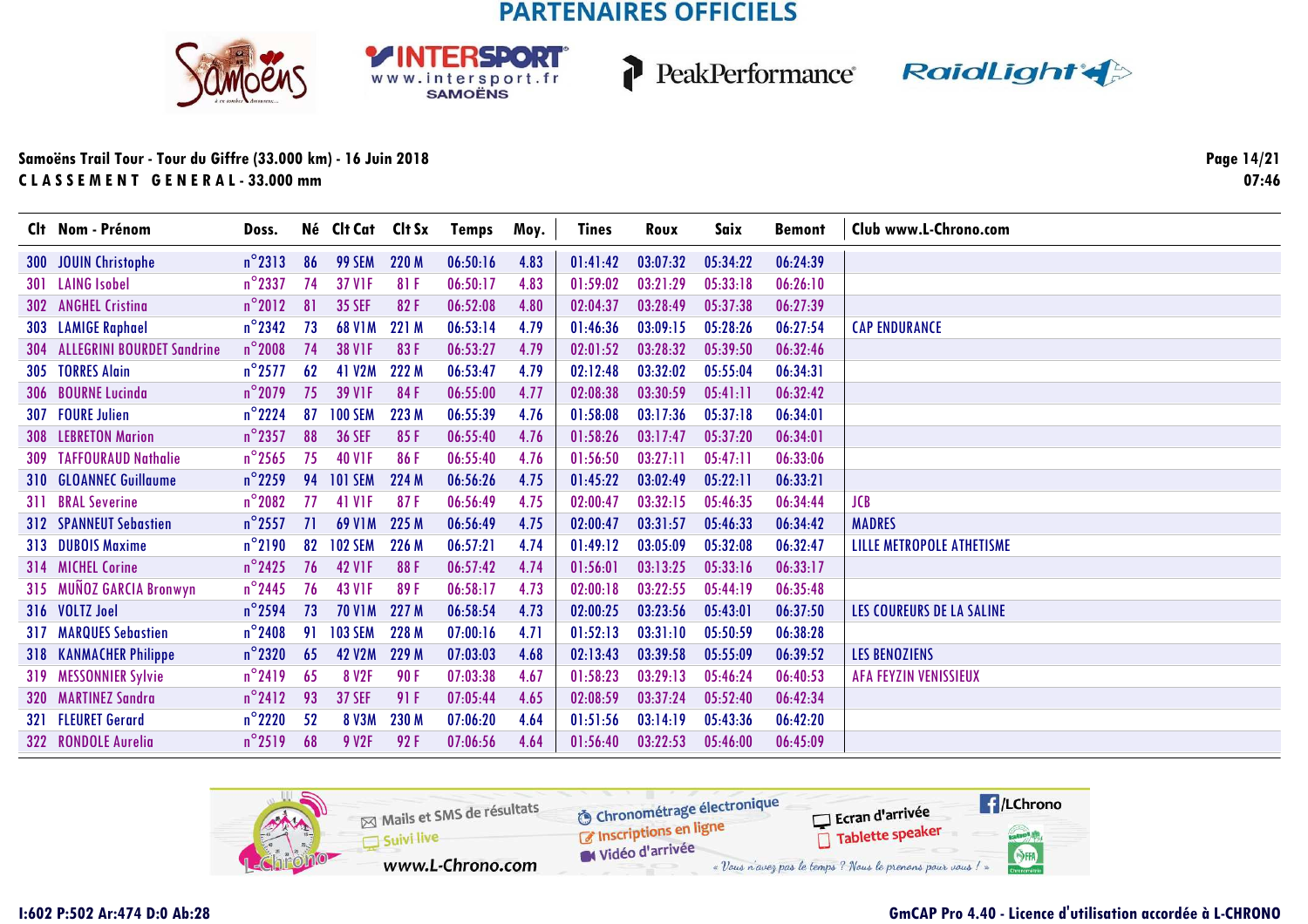PARTENAIRES OFFICIELS

**Samoëns Trail Tour - Tour du Giffre (33.000 km) - 16 Juin 2018**
**CLASSEMENT GENERAL - 33.000 mm**

07:46

| Clt | Nom - Prénom | Doss. | Né | Clt Cat | Clt Sx | Temps | Moy. | Tines | Roux | Saix | Bemont | Club www.L-Chrono.com |
|---|---|---|---|---|---|---|---|---|---|---|---|---|
| 300 | JOUIN Christophe | n°2313 | 86 | 99 SEM | 220 M | 06:50:16 | 4.83 | 01:41:42 | 03:07:32 | 05:34:22 | 06:24:39 | |
| 301 | LAING Isobel | n°2337 | 74 | 37 V1F | 81 F | 06:50:17 | 4.83 | 01:59:02 | 03:21:29 | 05:33:18 | 06:26:10 | |
| 302 | ANGHEL Cristina | n°2012 | 81 | 35 SEF | 82 F | 06:52:08 | 4.80 | 02:04:37 | 03:28:49 | 05:37:38 | 06:27:39 | |
| 303 | LAMIGE Raphael | n°2342 | 73 | 68 V1M | 221 M | 06:53:14 | 4.79 | 01:46:36 | 03:09:15 | 05:28:26 | 06:27:54 | CAP ENDURANCE |
| 304 | ALLEGRINI BOURDET Sandrine | n°2008 | 74 | 38 V1F | 83 F | 06:53:27 | 4.79 | 02:01:52 | 03:28:32 | 05:39:50 | 06:32:46 | |
| 305 | TORRES Alain | n°2577 | 62 | 41 V2M | 222 M | 06:53:47 | 4.79 | 02:12:48 | 03:32:02 | 05:55:04 | 06:34:31 | |
| 306 | BOURNE Lucinda | n°2079 | 75 | 39 V1F | 84 F | 06:55:00 | 4.77 | 02:08:38 | 03:30:59 | 05:41:11 | 06:32:42 | |
| 307 | FOURE Julien | n°2224 | 87 | 100 SEM | 223 M | 06:55:39 | 4.76 | 01:58:08 | 03:17:36 | 05:37:18 | 06:34:01 | |
| 308 | LEBRETON Marion | n°2357 | 88 | 36 SEF | 85 F | 06:55:40 | 4.76 | 01:58:26 | 03:17:47 | 05:37:20 | 06:34:01 | |
| 309 | TAFFOURAUD Nathalie | n°2565 | 75 | 40 V1F | 86 F | 06:55:40 | 4.76 | 01:56:50 | 03:27:11 | 05:47:11 | 06:33:06 | |
| 310 | GLOANNEC Guillaume | n°2259 | 94 | 101 SEM | 224 M | 06:56:26 | 4.75 | 01:45:22 | 03:02:49 | 05:22:11 | 06:33:21 | |
| 311 | BRAL Severine | n°2082 | 77 | 41 V1F | 87 F | 06:56:49 | 4.75 | 02:00:47 | 03:32:15 | 05:46:35 | 06:34:44 | JCB |
| 312 | SPANNEUT Sebastien | n°2557 | 71 | 69 V1M | 225 M | 06:56:49 | 4.75 | 02:00:47 | 03:31:57 | 05:46:33 | 06:34:42 | MADRES |
| 313 | DUBOIS Maxime | n°2190 | 82 | 102 SEM | 226 M | 06:57:21 | 4.74 | 01:49:12 | 03:05:09 | 05:32:08 | 06:32:47 | LILLE METROPOLE ATHETISME |
| 314 | MICHEL Corine | n°2425 | 76 | 42 V1F | 88 F | 06:57:42 | 4.74 | 01:56:01 | 03:13:25 | 05:33:16 | 06:33:17 | |
| 315 | MUÑOZ GARCIA Bronwyn | n°2445 | 76 | 43 V1F | 89 F | 06:58:17 | 4.73 | 02:00:18 | 03:22:55 | 05:44:19 | 06:35:48 | |
| 316 | VOLTZ Joel | n°2594 | 73 | 70 V1M | 227 M | 06:58:54 | 4.73 | 02:00:25 | 03:23:56 | 05:43:01 | 06:37:50 | LES COUREURS DE LA SALINE |
| 317 | MARQUES Sebastien | n°2408 | 91 | 103 SEM | 228 M | 07:00:16 | 4.71 | 01:52:13 | 03:31:10 | 05:50:59 | 06:38:28 | |
| 318 | KANMACHER Philippe | n°2320 | 65 | 42 V2M | 229 M | 07:03:03 | 4.68 | 02:13:43 | 03:39:58 | 05:55:09 | 06:39:52 | LES BENOZIENS |
| 319 | MESSONNIER Sylvie | n°2419 | 65 | 8 V2F | 90 F | 07:03:38 | 4.67 | 01:58:23 | 03:29:13 | 05:46:24 | 06:40:53 | AFA FEYZIN VENISSIEUX |
| 320 | MARTINEZ Sandra | n°2412 | 93 | 37 SEF | 91 F | 07:05:44 | 4.65 | 02:08:59 | 03:37:24 | 05:52:40 | 06:42:34 | |
| 321 | FLEURET Gerard | n°2220 | 52 | 8 V3M | 230 M | 07:06:20 | 4.64 | 01:51:56 | 03:14:19 | 05:43:36 | 06:42:20 | |
| 322 | RONDOLE Aurelia | n°2519 | 68 | 9 V2F | 92 F | 07:06:56 | 4.64 | 01:56:40 | 03:22:53 | 05:46:00 | 06:45:09 | |

I:602 P:502 Ar:474 D:0 Ab:28

GmCAP Pro 4.40 - Licence d'utilisation accordée à L-CHRONO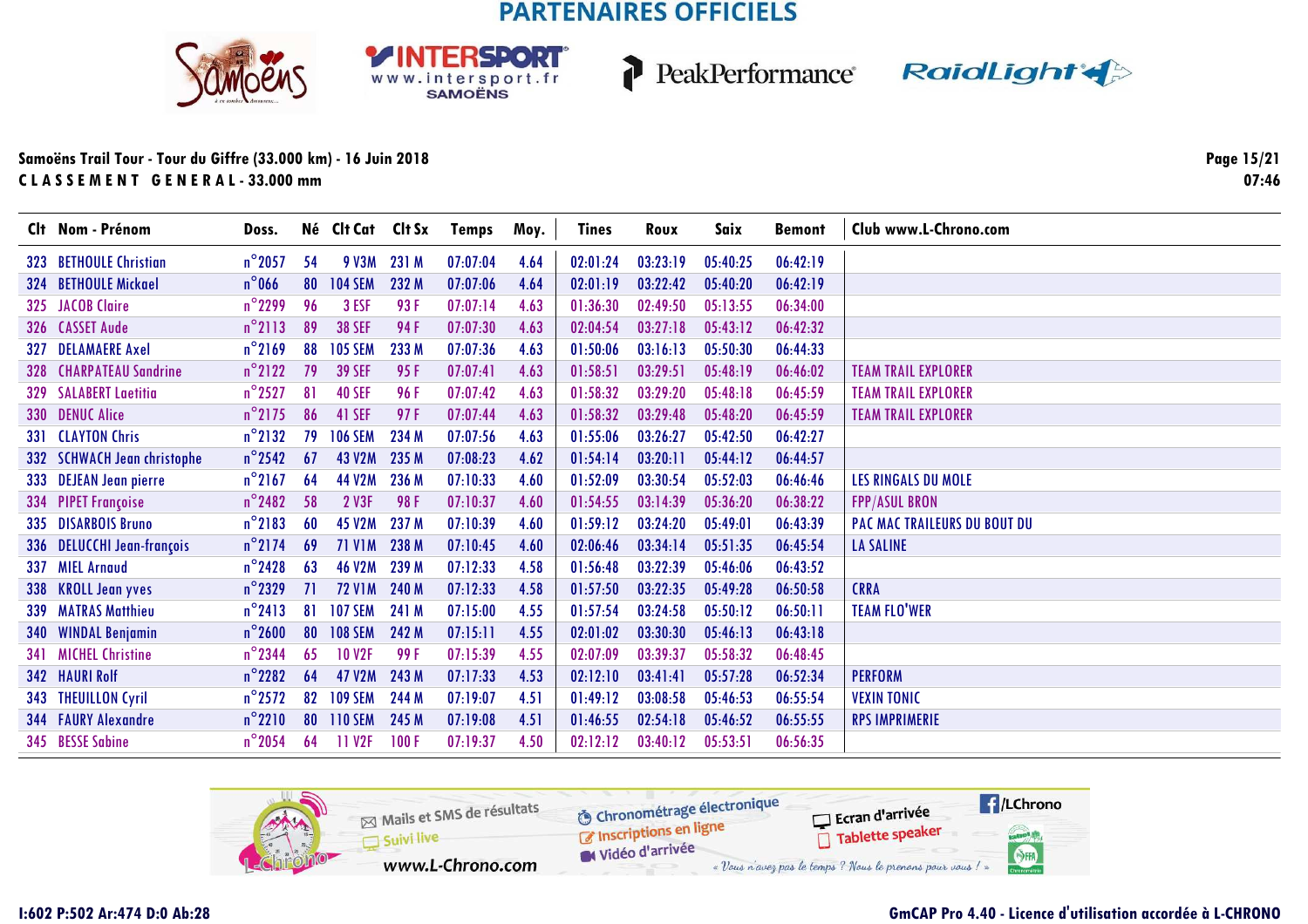PARTENAIRES OFFICIELS

**Samoëns Trail Tour - Tour du Giffre (33.000 km) - 16 Juin 2018**

**CLASSEMENT GENERAL - 33.000 mm**

07:46

| Clt | Nom - Prénom | Doss. | Né | Clt Cat | Clt Sx | Temps | Moy. | Tines | Roux | Saix | Bemont | Club www.L-Chrono.com |
|---|---|---|---|---|---|---|---|---|---|---|---|---|
| 323 | BETHOULE Christian | n°2057 | 54 | 9 V3M | 231 M | 07:07:04 | 4.64 | 02:01:24 | 03:23:19 | 05:40:25 | 06:42:19 | |
| 324 | BETHOULE Mickael | n°066 | 80 | 104 SEM | 232 M | 07:07:06 | 4.64 | 02:01:19 | 03:22:42 | 05:40:20 | 06:42:19 | |
| 325 | JACOB Claire | n°2299 | 96 | 3 ESF | 93 F | 07:07:14 | 4.63 | 01:36:30 | 02:49:50 | 05:13:55 | 06:34:00 | |
| 326 | CASSET Aude | n°2113 | 89 | 38 SEF | 94 F | 07:07:30 | 4.63 | 02:04:54 | 03:27:18 | 05:43:12 | 06:42:32 | |
| 327 | DELAMAERE Axel | n°2169 | 88 | 105 SEM | 233 M | 07:07:36 | 4.63 | 01:50:06 | 03:16:13 | 05:50:30 | 06:44:33 | |
| 328 | CHARPATEAU Sandrine | n°2122 | 79 | 39 SEF | 95 F | 07:07:41 | 4.63 | 01:58:51 | 03:29:51 | 05:48:19 | 06:46:02 | TEAM TRAIL EXPLORER |
| 329 | SALABERT Laetitia | n°2527 | 81 | 40 SEF | 96 F | 07:07:42 | 4.63 | 01:58:32 | 03:29:20 | 05:48:18 | 06:45:59 | TEAM TRAIL EXPLORER |
| 330 | DENUC Alice | n°2175 | 86 | 41 SEF | 97 F | 07:07:44 | 4.63 | 01:58:32 | 03:29:48 | 05:48:20 | 06:45:59 | TEAM TRAIL EXPLORER |
| 331 | CLAYTON Chris | n°2132 | 79 | 106 SEM | 234 M | 07:07:56 | 4.63 | 01:55:06 | 03:26:27 | 05:42:50 | 06:42:27 | |
| 332 | SCHWACH Jean christophe | n°2542 | 67 | 43 V2M | 235 M | 07:08:23 | 4.62 | 01:54:14 | 03:20:11 | 05:44:12 | 06:44:57 | |
| 333 | DEJEAN Jean pierre | n°2167 | 64 | 44 V2M | 236 M | 07:10:33 | 4.60 | 01:52:09 | 03:30:54 | 05:52:03 | 06:46:46 | LES RINGALS DU MOLE |
| 334 | PIPET Françoise | n°2482 | 58 | 2 V3F | 98 F | 07:10:37 | 4.60 | 01:54:55 | 03:14:39 | 05:36:20 | 06:38:22 | FPP/ASUL BRON |
| 335 | DISARBOIS Bruno | n°2183 | 60 | 45 V2M | 237 M | 07:10:39 | 4.60 | 01:59:12 | 03:24:20 | 05:49:01 | 06:43:39 | PAC MAC TRAILEURS DU BOUT DU |
| 336 | DELUCCHI Jean-françois | n°2174 | 69 | 71 V1M | 238 M | 07:10:45 | 4.60 | 02:06:46 | 03:34:14 | 05:51:35 | 06:45:54 | LA SALINE |
| 337 | MIEL Arnaud | n°2428 | 63 | 46 V2M | 239 M | 07:12:33 | 4.58 | 01:56:48 | 03:22:39 | 05:46:06 | 06:43:52 | |
| 338 | KROLL Jean yves | n°2329 | 71 | 72 V1M | 240 M | 07:12:33 | 4.58 | 01:57:50 | 03:22:35 | 05:49:28 | 06:50:58 | CRRA |
| 339 | MATRAS Matthieu | n°2413 | 81 | 107 SEM | 241 M | 07:15:00 | 4.55 | 01:57:54 | 03:24:58 | 05:50:12 | 06:50:11 | TEAM FLO'WER |
| 340 | WINDAL Benjamin | n°2600 | 80 | 108 SEM | 242 M | 07:15:11 | 4.55 | 02:01:02 | 03:30:30 | 05:46:13 | 06:43:18 | |
| 341 | MICHEL Christine | n°2344 | 65 | 10 V2F | 99 F | 07:15:39 | 4.55 | 02:07:09 | 03:39:37 | 05:58:32 | 06:48:45 | |
| 342 | HAURI Rolf | n°2282 | 64 | 47 V2M | 243 M | 07:17:33 | 4.53 | 02:12:10 | 03:41:41 | 05:57:28 | 06:52:34 | PERFORM |
| 343 | THEUILLON Cyril | n°2572 | 82 | 109 SEM | 244 M | 07:19:07 | 4.51 | 01:49:12 | 03:08:58 | 05:46:53 | 06:55:54 | VEXIN TONIC |
| 344 | FAURY Alexandre | n°2210 | 80 | 110 SEM | 245 M | 07:19:08 | 4.51 | 01:46:55 | 02:54:18 | 05:46:52 | 06:55:55 | RPS IMPRIMERIE |
| 345 | BESSE Sabine | n°2054 | 64 | 11 V2F | 100 F | 07:19:37 | 4.50 | 02:12:12 | 03:40:12 | 05:53:51 | 06:56:35 | |

I:602 P:502 Ar:474 D:0 Ab:28

GmCAP Pro 4.40 - Licence d'utilisation accordée à L-CHRONO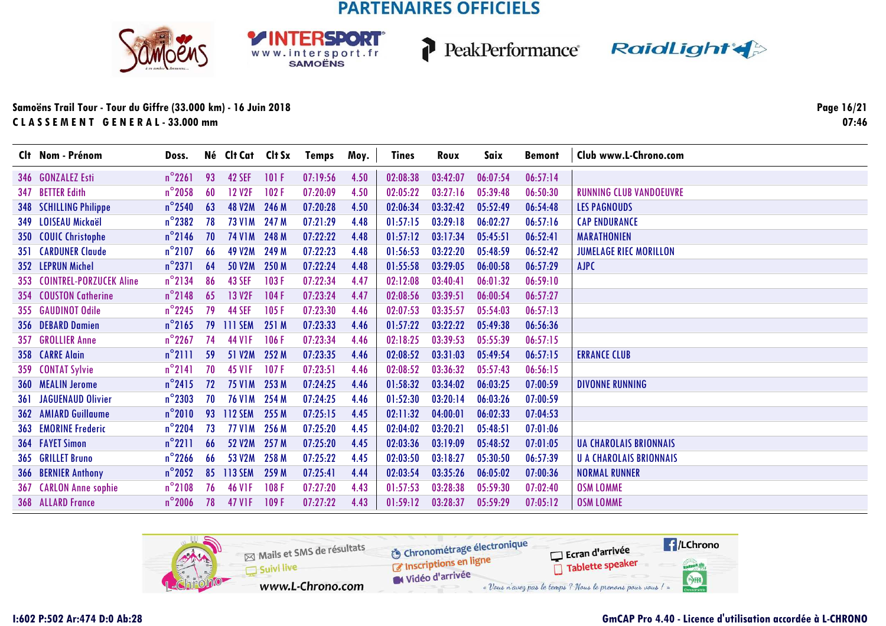PARTENAIRES OFFICIELS

**Samoëns Trail Tour - Tour du Giffre (33.000 km) - 16 Juin 2018**

**C L A S S E M E N T   G E N E R A L - 33.000 mm**

| Clt | Nom - Prénom | Doss. | Né | Clt Cat | Clt Sx | Temps | Moy. | Tines | Roux | Saix | Bemont | Club www.L-Chrono.com |
|---|---|---|---|---|---|---|---|---|---|---|---|---|
| 346 | GONZALEZ Esti | n°2261 | 93 | 42 SEF | 101 F | 07:19:56 | 4.50 | 02:08:38 | 03:42:07 | 06:07:54 | 06:57:14 | |
| 347 | BETTER Edith | n°2058 | 60 | 12 V2F | 102 F | 07:20:09 | 4.50 | 02:05:22 | 03:27:16 | 05:39:48 | 06:50:30 | RUNNING CLUB VANDOEUVRE |
| 348 | SCHILLING Philippe | n°2540 | 63 | 48 V2M | 246 M | 07:20:28 | 4.50 | 02:06:34 | 03:32:42 | 05:52:49 | 06:54:48 | LES PAGNOUDS |
| 349 | LOISEAU Mickaël | n°2382 | 78 | 73 V1M | 247 M | 07:21:29 | 4.48 | 01:57:15 | 03:29:18 | 06:02:27 | 06:57:16 | CAP ENDURANCE |
| 350 | COUIC Christophe | n°2146 | 70 | 74 V1M | 248 M | 07:22:22 | 4.48 | 01:57:12 | 03:17:34 | 05:45:51 | 06:52:41 | MARATHONIEN |
| 351 | CARDUNER Claude | n°2107 | 66 | 49 V2M | 249 M | 07:22:23 | 4.48 | 01:56:53 | 03:22:20 | 05:48:59 | 06:52:42 | JUMELAGE RIEC MORILLON |
| 352 | LEPRUN Michel | n°2371 | 64 | 50 V2M | 250 M | 07:22:24 | 4.48 | 01:55:58 | 03:29:05 | 06:00:58 | 06:57:29 | AJPC |
| 353 | COINTREL-PORZUCEK Aline | n°2134 | 86 | 43 SEF | 103 F | 07:22:34 | 4.47 | 02:12:08 | 03:40:41 | 06:01:32 | 06:59:10 | |
| 354 | COUSTON Catherine | n°2148 | 65 | 13 V2F | 104 F | 07:23:24 | 4.47 | 02:08:56 | 03:39:51 | 06:00:54 | 06:57:27 | |
| 355 | GAUDINOT Odile | n°2245 | 79 | 44 SEF | 105 F | 07:23:30 | 4.46 | 02:07:53 | 03:35:57 | 05:54:03 | 06:57:13 | |
| 356 | DEBARD Damien | n°2165 | 79 | 111 SEM | 251 M | 07:23:33 | 4.46 | 01:57:22 | 03:22:22 | 05:49:38 | 06:56:36 | |
| 357 | GROLLIER Anne | n°2267 | 74 | 44 V1F | 106 F | 07:23:34 | 4.46 | 02:18:25 | 03:39:53 | 05:55:39 | 06:57:15 | |
| 358 | CARRE Alain | n°2111 | 59 | 51 V2M | 252 M | 07:23:35 | 4.46 | 02:08:52 | 03:31:03 | 05:49:54 | 06:57:15 | ERRANCE CLUB |
| 359 | CONTAT Sylvie | n°2141 | 70 | 45 V1F | 107 F | 07:23:51 | 4.46 | 02:08:52 | 03:36:32 | 05:57:43 | 06:56:15 | |
| 360 | MEALIN Jerome | n°2415 | 72 | 75 V1M | 253 M | 07:24:25 | 4.46 | 01:58:32 | 03:34:02 | 06:03:25 | 07:00:59 | DIVONNE RUNNING |
| 361 | JAGUENAUD Olivier | n°2303 | 70 | 76 V1M | 254 M | 07:24:25 | 4.46 | 01:52:30 | 03:20:14 | 06:03:26 | 07:00:59 | |
| 362 | AMIARD Guillaume | n°2010 | 93 | 112 SEM | 255 M | 07:25:15 | 4.45 | 02:11:32 | 04:00:01 | 06:02:33 | 07:04:53 | |
| 363 | EMORINE Frederic | n°2204 | 73 | 77 V1M | 256 M | 07:25:20 | 4.45 | 02:04:02 | 03:20:21 | 05:48:51 | 07:01:06 | |
| 364 | FAYET Simon | n°2211 | 66 | 52 V2M | 257 M | 07:25:20 | 4.45 | 02:03:36 | 03:19:09 | 05:48:52 | 07:01:05 | UA CHAROLAIS BRIONNAIS |
| 365 | GRILLET Bruno | n°2266 | 66 | 53 V2M | 258 M | 07:25:22 | 4.45 | 02:03:50 | 03:18:27 | 05:30:50 | 06:57:39 | U A CHAROLAIS BRIONNAIS |
| 366 | BERNIER Anthony | n°2052 | 85 | 113 SEM | 259 M | 07:25:41 | 4.44 | 02:03:54 | 03:35:26 | 06:05:02 | 07:00:36 | NORMAL RUNNER |
| 367 | CARLON Anne sophie | n°2108 | 76 | 46 V1F | 108 F | 07:27:20 | 4.43 | 01:57:53 | 03:28:38 | 05:59:30 | 07:02:40 | OSM LOMME |
| 368 | ALLARD France | n°2006 | 78 | 47 V1F | 109 F | 07:27:22 | 4.43 | 01:59:12 | 03:28:37 | 05:59:29 | 07:05:12 | OSM LOMME |

I:602 P:502 Ar:474 D:0 Ab:28

GmCAP Pro 4.40 - Licence d'utilisation accordée à L-CHRONO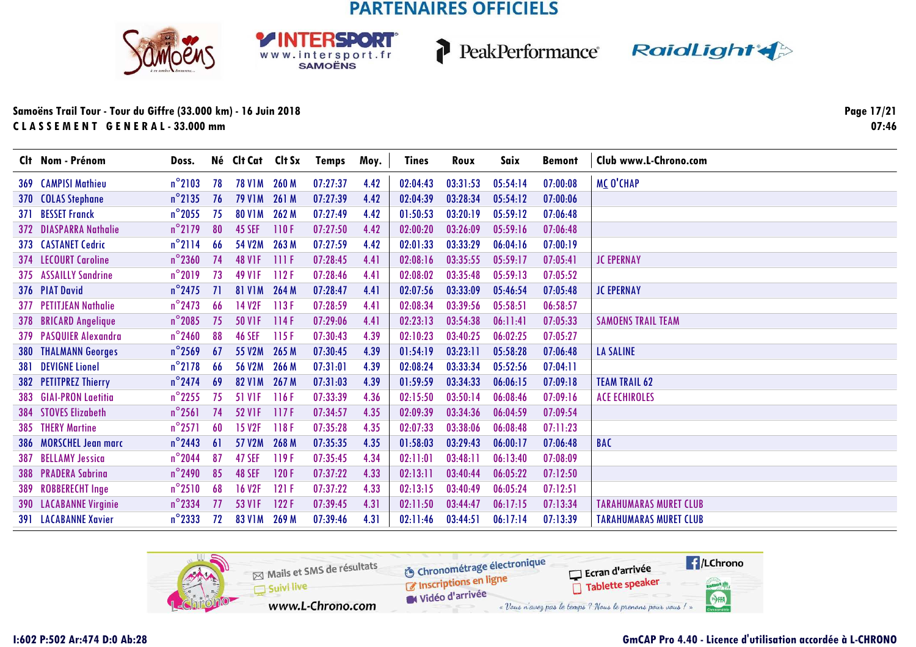PARTENAIRES OFFICIELS

**Samoëns Trail Tour - Tour du Giffre (33.000 km) - 16 Juin 2018**

**C L A S S E M E N T   G E N E R A L - 33.000 mm**

07:46

| Clt | Nom - Prénom | Doss. | Né | Clt Cat | Clt Sx | Temps | Moy. | Tines | Roux | Saix | Bemont | Club www.L-Chrono.com |
|---|---|---|---|---|---|---|---|---|---|---|---|---|
| 369 | CAMPISI Mathieu | n°2103 | 78 | 78 V1M | 260 M | 07:27:37 | 4.42 | 02:04:43 | 03:31:53 | 05:54:14 | 07:00:08 | MC O'CHAP |
| 370 | COLAS Stephane | n°2135 | 76 | 79 V1M | 261 M | 07:27:39 | 4.42 | 02:04:39 | 03:28:34 | 05:54:12 | 07:00:06 | |
| 371 | BESSET Franck | n°2055 | 75 | 80 V1M | 262 M | 07:27:49 | 4.42 | 01:50:53 | 03:20:19 | 05:59:12 | 07:06:48 | |
| 372 | DIASPARRA Nathalie | n°2179 | 80 | 45 SEF | 110 F | 07:27:50 | 4.42 | 02:00:20 | 03:26:09 | 05:59:16 | 07:06:48 | |
| 373 | CASTANET Cedric | n°2114 | 66 | 54 V2M | 263 M | 07:27:59 | 4.42 | 02:01:33 | 03:33:29 | 06:04:16 | 07:00:19 | |
| 374 | LECOURT Caroline | n°2360 | 74 | 48 V1F | 111 F | 07:28:45 | 4.41 | 02:08:16 | 03:35:55 | 05:59:17 | 07:05:41 | JC EPERNAY |
| 375 | ASSAILLY Sandrine | n°2019 | 73 | 49 V1F | 112 F | 07:28:46 | 4.41 | 02:08:02 | 03:35:48 | 05:59:13 | 07:05:52 | |
| 376 | PIAT David | n°2475 | 71 | 81 V1M | 264 M | 07:28:47 | 4.41 | 02:07:56 | 03:33:09 | 05:46:54 | 07:05:48 | JC EPERNAY |
| 377 | PETITJEAN Nathalie | n°2473 | 66 | 14 V2F | 113 F | 07:28:59 | 4.41 | 02:08:34 | 03:39:56 | 05:58:51 | 06:58:57 | |
| 378 | BRICARD Angelique | n°2085 | 75 | 50 V1F | 114 F | 07:29:06 | 4.41 | 02:23:13 | 03:54:38 | 06:11:41 | 07:05:33 | SAMOENS TRAIL TEAM |
| 379 | PASQUIER Alexandra | n°2460 | 88 | 46 SEF | 115 F | 07:30:43 | 4.39 | 02:10:23 | 03:40:25 | 06:02:25 | 07:05:27 | |
| 380 | THALMANN Georges | n°2569 | 67 | 55 V2M | 265 M | 07:30:45 | 4.39 | 01:54:19 | 03:23:11 | 05:58:28 | 07:06:48 | LA SALINE |
| 381 | DEVIGNE Lionel | n°2178 | 66 | 56 V2M | 266 M | 07:31:01 | 4.39 | 02:08:24 | 03:33:34 | 05:52:56 | 07:04:11 | |
| 382 | PETITPREZ Thierry | n°2474 | 69 | 82 V1M | 267 M | 07:31:03 | 4.39 | 01:59:59 | 03:34:33 | 06:06:15 | 07:09:18 | TEAM TRAIL 62 |
| 383 | GIAI-PRON Laetitia | n°2255 | 75 | 51 V1F | 116 F | 07:33:39 | 4.36 | 02:15:50 | 03:50:14 | 06:08:46 | 07:09:16 | ACE ECHIROLES |
| 384 | STOVES Elizabeth | n°2561 | 74 | 52 V1F | 117 F | 07:34:57 | 4.35 | 02:09:39 | 03:34:36 | 06:04:59 | 07:09:54 | |
| 385 | THERY Martine | n°2571 | 60 | 15 V2F | 118 F | 07:35:28 | 4.35 | 02:07:33 | 03:38:06 | 06:08:48 | 07:11:23 | |
| 386 | MORSCHEL Jean marc | n°2443 | 61 | 57 V2M | 268 M | 07:35:35 | 4.35 | 01:58:03 | 03:29:43 | 06:00:17 | 07:06:48 | BAC |
| 387 | BELLAMY Jessica | n°2044 | 87 | 47 SEF | 119 F | 07:35:45 | 4.34 | 02:11:01 | 03:48:11 | 06:13:40 | 07:08:09 | |
| 388 | PRADERA Sabrina | n°2490 | 85 | 48 SEF | 120 F | 07:37:22 | 4.33 | 02:13:11 | 03:40:44 | 06:05:22 | 07:12:50 | |
| 389 | ROBBERECHT Inge | n°2510 | 68 | 16 V2F | 121 F | 07:37:22 | 4.33 | 02:13:15 | 03:40:49 | 06:05:24 | 07:12:51 | |
| 390 | LACABANNE Virginie | n°2334 | 77 | 53 V1F | 122 F | 07:39:45 | 4.31 | 02:11:50 | 03:44:47 | 06:17:15 | 07:13:34 | TARAHUMARAS MURET CLUB |
| 391 | LACABANNE Xavier | n°2333 | 72 | 83 V1M | 269 M | 07:39:46 | 4.31 | 02:11:46 | 03:44:51 | 06:17:14 | 07:13:39 | TARAHUMARAS MURET CLUB |

Mails et SMS de résultats · Suivi live · www.L-Chrono.com · Chronométrage électronique · Inscriptions en ligne · Vidéo d'arrivée · Ecran d'arrivée · Tablette speaker · /LChrono

« Vous n'avez pas le temps ? Nous le prenons pour vous ! »

I:602 P:502 Ar:474 D:0 Ab:28

GmCAP Pro 4.40 - Licence d'utilisation accordée à L-CHRONO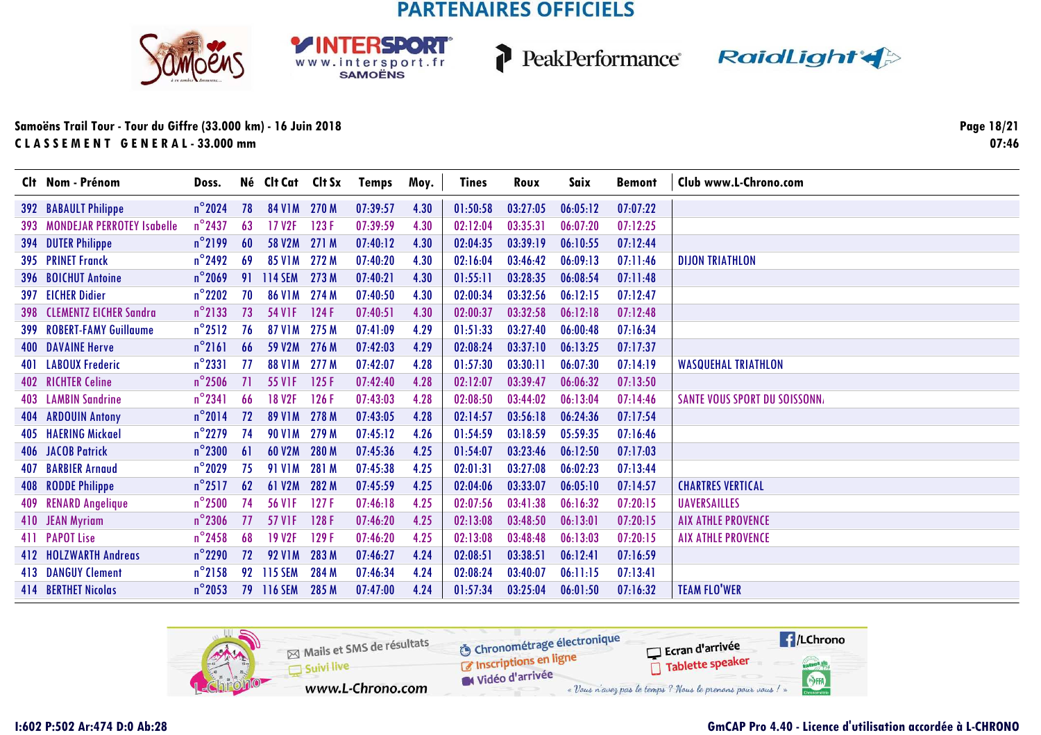PARTENAIRES OFFICIELS

Samoëns Trail Tour - Tour du Giffre (33.000 km) - 16 Juin 2018
CLASSEMENT GENERAL - 33.000 mm

| Clt | Nom - Prénom | Doss. | Né | Clt Cat | Clt Sx | Temps | Moy. | Tines | Roux | Saix | Bemont | Club www.L-Chrono.com |
|---|---|---|---|---|---|---|---|---|---|---|---|---|
| 392 | BABAULT Philippe | n°2024 | 78 | 84 V1M | 270 M | 07:39:57 | 4.30 | 01:50:58 | 03:27:05 | 06:05:12 | 07:07:22 | |
| 393 | MONDEJAR PERROTEY Isabelle | n°2437 | 63 | 17 V2F | 123 F | 07:39:59 | 4.30 | 02:12:04 | 03:35:31 | 06:07:20 | 07:12:25 | |
| 394 | DUTER Philippe | n°2199 | 60 | 58 V2M | 271 M | 07:40:12 | 4.30 | 02:04:35 | 03:39:19 | 06:10:55 | 07:12:44 | |
| 395 | PRINET Franck | n°2492 | 69 | 85 V1M | 272 M | 07:40:20 | 4.30 | 02:16:04 | 03:46:42 | 06:09:13 | 07:11:46 | DIJON TRIATHLON |
| 396 | BOICHUT Antoine | n°2069 | 91 | 114 SEM | 273 M | 07:40:21 | 4.30 | 01:55:11 | 03:28:35 | 06:08:54 | 07:11:48 | |
| 397 | EICHER Didier | n°2202 | 70 | 86 V1M | 274 M | 07:40:50 | 4.30 | 02:00:34 | 03:32:56 | 06:12:15 | 07:12:47 | |
| 398 | CLEMENTZ EICHER Sandra | n°2133 | 73 | 54 V1F | 124 F | 07:40:51 | 4.30 | 02:00:37 | 03:32:58 | 06:12:18 | 07:12:48 | |
| 399 | ROBERT-FAMY Guillaume | n°2512 | 76 | 87 V1M | 275 M | 07:41:09 | 4.29 | 01:51:33 | 03:27:40 | 06:00:48 | 07:16:34 | |
| 400 | DAVAINE Herve | n°2161 | 66 | 59 V2M | 276 M | 07:42:03 | 4.29 | 02:08:24 | 03:37:10 | 06:13:25 | 07:17:37 | |
| 401 | LABOUX Frederic | n°2331 | 77 | 88 V1M | 277 M | 07:42:07 | 4.28 | 01:57:30 | 03:30:11 | 06:07:30 | 07:14:19 | WASQUEHAL TRIATHLON |
| 402 | RICHTER Celine | n°2506 | 71 | 55 V1F | 125 F | 07:42:40 | 4.28 | 02:12:07 | 03:39:47 | 06:06:32 | 07:13:50 | |
| 403 | LAMBIN Sandrine | n°2341 | 66 | 18 V2F | 126 F | 07:43:03 | 4.28 | 02:08:50 | 03:44:02 | 06:13:04 | 07:14:46 | SANTE VOUS SPORT DU SOISSONN. |
| 404 | ARDOUIN Antony | n°2014 | 72 | 89 V1M | 278 M | 07:43:05 | 4.28 | 02:14:57 | 03:56:18 | 06:24:36 | 07:17:54 | |
| 405 | HAERING Mickael | n°2279 | 74 | 90 V1M | 279 M | 07:45:12 | 4.26 | 01:54:59 | 03:18:59 | 05:59:35 | 07:16:46 | |
| 406 | JACOB Patrick | n°2300 | 61 | 60 V2M | 280 M | 07:45:36 | 4.25 | 01:54:07 | 03:23:46 | 06:12:50 | 07:17:03 | |
| 407 | BARBIER Arnaud | n°2029 | 75 | 91 V1M | 281 M | 07:45:38 | 4.25 | 02:01:31 | 03:27:08 | 06:02:23 | 07:13:44 | |
| 408 | RODDE Philippe | n°2517 | 62 | 61 V2M | 282 M | 07:45:59 | 4.25 | 02:04:06 | 03:33:07 | 06:05:10 | 07:14:57 | CHARTRES VERTICAL |
| 409 | RENARD Angelique | n°2500 | 74 | 56 V1F | 127 F | 07:46:18 | 4.25 | 02:07:56 | 03:41:38 | 06:16:32 | 07:20:15 | UAVERSAILLES |
| 410 | JEAN Myriam | n°2306 | 77 | 57 V1F | 128 F | 07:46:20 | 4.25 | 02:13:08 | 03:48:50 | 06:13:01 | 07:20:15 | AIX ATHLE PROVENCE |
| 411 | PAPOT Lise | n°2458 | 68 | 19 V2F | 129 F | 07:46:20 | 4.25 | 02:13:08 | 03:48:48 | 06:13:03 | 07:20:15 | AIX ATHLE PROVENCE |
| 412 | HOLZWARTH Andreas | n°2290 | 72 | 92 V1M | 283 M | 07:46:27 | 4.24 | 02:08:51 | 03:38:51 | 06:12:41 | 07:16:59 | |
| 413 | DANGUY Clement | n°2158 | 92 | 115 SEM | 284 M | 07:46:34 | 4.24 | 02:08:24 | 03:40:07 | 06:11:15 | 07:13:41 | |
| 414 | BERTHET Nicolas | n°2053 | 79 | 116 SEM | 285 M | 07:47:00 | 4.24 | 01:57:34 | 03:25:04 | 06:01:50 | 07:16:32 | TEAM FLO'WER |

I:602 P:502 Ar:474 D:0 Ab:28

GmCAP Pro 4.40 - Licence d'utilisation accordée à L-CHRONO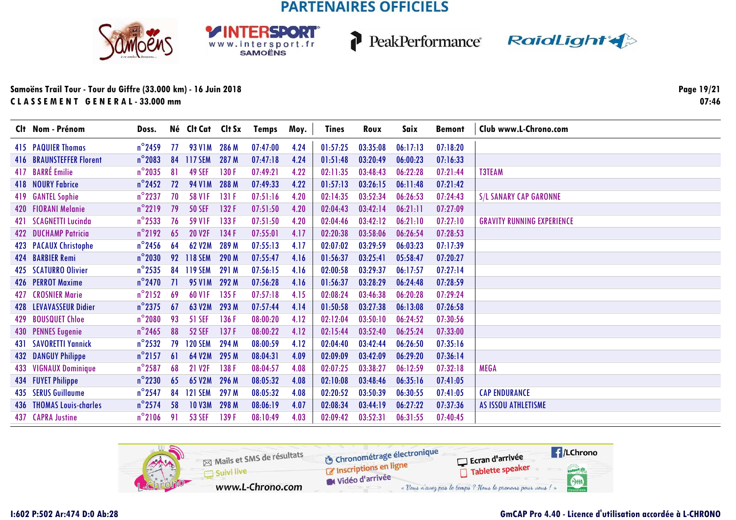PARTENAIRES OFFICIELS

**Samoëns Trail Tour - Tour du Giffre (33.000 km) - 16 Juin 2018**
**CLASSEMENT GENERAL - 33.000 mm**

07:46

| Clt | Nom - Prénom | Doss. | Né | Clt Cat | Clt Sx | Temps | Moy. | Tines | Roux | Saix | Bemont | Club www.L-Chrono.com |
|---|---|---|---|---|---|---|---|---|---|---|---|---|
| 415 | PAQUIER Thomas | n°2459 | 77 | 93 V1M | 286 M | 07:47:00 | 4.24 | 01:57:25 | 03:35:08 | 06:17:13 | 07:18:20 | |
| 416 | BRAUNSTEFFER Florent | n°2083 | 84 | 117 SEM | 287 M | 07:47:18 | 4.24 | 01:51:48 | 03:20:49 | 06:00:23 | 07:16:33 | |
| 417 | BARRÉ Emilie | n°2035 | 81 | 49 SEF | 130 F | 07:49:21 | 4.22 | 02:11:35 | 03:48:43 | 06:22:28 | 07:21:44 | T3TEAM |
| 418 | NOURY Fabrice | n°2452 | 72 | 94 V1M | 288 M | 07:49:33 | 4.22 | 01:57:13 | 03:26:15 | 06:11:48 | 07:21:42 | |
| 419 | GANTEL Sophie | n°2237 | 70 | 58 V1F | 131 F | 07:51:16 | 4.20 | 02:14:35 | 03:52:34 | 06:26:53 | 07:24:43 | S/L SANARY CAP GARONNE |
| 420 | FIORANI Melanie | n°2219 | 79 | 50 SEF | 132 F | 07:51:50 | 4.20 | 02:04:43 | 03:42:14 | 06:21:11 | 07:27:09 | |
| 421 | SCAGNETTI Lucinda | n°2533 | 76 | 59 V1F | 133 F | 07:51:50 | 4.20 | 02:04:46 | 03:42:12 | 06:21:10 | 07:27:10 | GRAVITY RUNNING EXPERIENCE |
| 422 | DUCHAMP Patricia | n°2192 | 65 | 20 V2F | 134 F | 07:55:01 | 4.17 | 02:20:38 | 03:58:06 | 06:26:54 | 07:28:53 | |
| 423 | PACAUX Christophe | n°2456 | 64 | 62 V2M | 289 M | 07:55:13 | 4.17 | 02:07:02 | 03:29:59 | 06:03:23 | 07:17:39 | |
| 424 | BARBIER Remi | n°2030 | 92 | 118 SEM | 290 M | 07:55:47 | 4.16 | 01:56:37 | 03:25:41 | 05:58:47 | 07:20:27 | |
| 425 | SCATURRO Olivier | n°2535 | 84 | 119 SEM | 291 M | 07:56:15 | 4.16 | 02:00:58 | 03:29:37 | 06:17:57 | 07:27:14 | |
| 426 | PERROT Maxime | n°2470 | 71 | 95 V1M | 292 M | 07:56:28 | 4.16 | 01:56:37 | 03:28:29 | 06:24:48 | 07:28:59 | |
| 427 | CROSNIER Marie | n°2152 | 69 | 60 V1F | 135 F | 07:57:18 | 4.15 | 02:08:24 | 03:46:38 | 06:20:28 | 07:29:24 | |
| 428 | LEVAVASSEUR Didier | n°2375 | 67 | 63 V2M | 293 M | 07:57:44 | 4.14 | 01:50:58 | 03:27:38 | 06:13:08 | 07:26:58 | |
| 429 | BOUSQUET Chloe | n°2080 | 93 | 51 SEF | 136 F | 08:00:20 | 4.12 | 02:12:04 | 03:50:10 | 06:24:52 | 07:30:56 | |
| 430 | PENNES Eugenie | n°2465 | 88 | 52 SEF | 137 F | 08:00:22 | 4.12 | 02:15:44 | 03:52:40 | 06:25:24 | 07:33:00 | |
| 431 | SAVORETTI Yannick | n°2532 | 79 | 120 SEM | 294 M | 08:00:59 | 4.12 | 02:04:40 | 03:42:44 | 06:26:50 | 07:35:16 | |
| 432 | DANGUY Philippe | n°2157 | 61 | 64 V2M | 295 M | 08:04:31 | 4.09 | 02:09:09 | 03:42:09 | 06:29:20 | 07:36:14 | |
| 433 | VIGNAUX Dominique | n°2587 | 68 | 21 V2F | 138 F | 08:04:57 | 4.08 | 02:07:25 | 03:38:27 | 06:12:59 | 07:32:18 | MEGA |
| 434 | FUYET Philippe | n°2230 | 65 | 65 V2M | 296 M | 08:05:32 | 4.08 | 02:10:08 | 03:48:46 | 06:35:16 | 07:41:05 | |
| 435 | SERUS Guillaume | n°2547 | 84 | 121 SEM | 297 M | 08:05:32 | 4.08 | 02:20:52 | 03:50:39 | 06:30:55 | 07:41:05 | CAP ENDURANCE |
| 436 | THOMAS Louis-charles | n°2574 | 58 | 10 V3M | 298 M | 08:06:19 | 4.07 | 02:08:34 | 03:44:19 | 06:27:22 | 07:37:36 | AS ISSOU ATHLETISME |
| 437 | CAPRA Justine | n°2106 | 91 | 53 SEF | 139 F | 08:10:49 | 4.03 | 02:09:42 | 03:52:31 | 06:31:55 | 07:40:45 | |

I:602 P:502 Ar:474 D:0 Ab:28

GmCAP Pro 4.40 - Licence d'utilisation accordée à L-CHRONO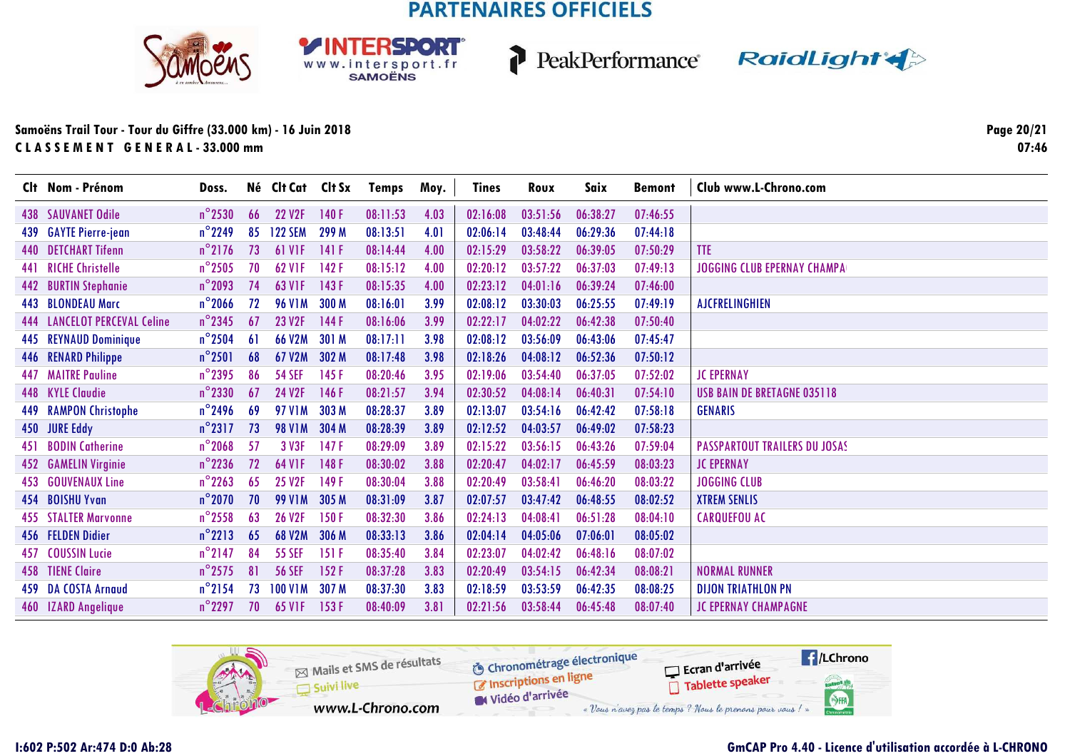PARTENAIRES OFFICIELS

**Samoëns Trail Tour - Tour du Giffre (33.000 km) - 16 Juin 2018**
**C L A S S E M E N T   G E N E R A L - 33.000 mm**

Page 20/21
07:46

| Clt | Nom - Prénom | Doss. | Né | Clt Cat | Clt Sx | Temps | Moy. | Tines | Roux | Saix | Bemont | Club www.L-Chrono.com |
|---|---|---|---|---|---|---|---|---|---|---|---|---|
| 438 | SAUVANET Odile | n°2530 | 66 | 22 V2F | 140 F | 08:11:53 | 4.03 | 02:16:08 | 03:51:56 | 06:38:27 | 07:46:55 | |
| 439 | GAYTE Pierre-jean | n°2249 | 85 | 122 SEM | 299 M | 08:13:51 | 4.01 | 02:06:14 | 03:48:44 | 06:29:36 | 07:44:18 | |
| 440 | DETCHART Tifenn | n°2176 | 73 | 61 V1F | 141 F | 08:14:44 | 4.00 | 02:15:29 | 03:58:22 | 06:39:05 | 07:50:29 | TTE |
| 441 | RICHE Christelle | n°2505 | 70 | 62 V1F | 142 F | 08:15:12 | 4.00 | 02:20:12 | 03:57:22 | 06:37:03 | 07:49:13 | JOGGING CLUB EPERNAY CHAMPA |
| 442 | BURTIN Stephanie | n°2093 | 74 | 63 V1F | 143 F | 08:15:35 | 4.00 | 02:23:12 | 04:01:16 | 06:39:24 | 07:46:00 | |
| 443 | BLONDEAU Marc | n°2066 | 72 | 96 V1M | 300 M | 08:16:01 | 3.99 | 02:08:12 | 03:30:03 | 06:25:55 | 07:49:19 | AJCFRELINGHIEN |
| 444 | LANCELOT PERCEVAL Celine | n°2345 | 67 | 23 V2F | 144 F | 08:16:06 | 3.99 | 02:22:17 | 04:02:22 | 06:42:38 | 07:50:40 | |
| 445 | REYNAUD Dominique | n°2504 | 61 | 66 V2M | 301 M | 08:17:11 | 3.98 | 02:08:12 | 03:56:09 | 06:43:06 | 07:45:47 | |
| 446 | RENARD Philippe | n°2501 | 68 | 67 V2M | 302 M | 08:17:48 | 3.98 | 02:18:26 | 04:08:12 | 06:52:36 | 07:50:12 | |
| 447 | MAITRE Pauline | n°2395 | 86 | 54 SEF | 145 F | 08:20:46 | 3.95 | 02:19:06 | 03:54:40 | 06:37:05 | 07:52:02 | JC EPERNAY |
| 448 | KYLE Claudie | n°2330 | 67 | 24 V2F | 146 F | 08:21:57 | 3.94 | 02:30:52 | 04:08:14 | 06:40:31 | 07:54:10 | USB BAIN DE BRETAGNE 035118 |
| 449 | RAMPON Christophe | n°2496 | 69 | 97 V1M | 303 M | 08:28:37 | 3.89 | 02:13:07 | 03:54:16 | 06:42:42 | 07:58:18 | GENARIS |
| 450 | JURE Eddy | n°2317 | 73 | 98 V1M | 304 M | 08:28:39 | 3.89 | 02:12:52 | 04:03:57 | 06:49:02 | 07:58:23 | |
| 451 | BODIN Catherine | n°2068 | 57 | 3 V3F | 147 F | 08:29:09 | 3.89 | 02:15:22 | 03:56:15 | 06:43:26 | 07:59:04 | PASSPARTOUT TRAILERS DU JOSAS |
| 452 | GAMELIN Virginie | n°2236 | 72 | 64 V1F | 148 F | 08:30:02 | 3.88 | 02:20:47 | 04:02:17 | 06:45:59 | 08:03:23 | JC EPERNAY |
| 453 | GOUVENAUX Line | n°2263 | 65 | 25 V2F | 149 F | 08:30:04 | 3.88 | 02:20:49 | 03:58:41 | 06:46:20 | 08:03:22 | JOGGING CLUB |
| 454 | BOISHU Yvan | n°2070 | 70 | 99 V1M | 305 M | 08:31:09 | 3.87 | 02:07:57 | 03:47:42 | 06:48:55 | 08:02:52 | XTREM SENLIS |
| 455 | STALTER Marvonne | n°2558 | 63 | 26 V2F | 150 F | 08:32:30 | 3.86 | 02:24:13 | 04:08:41 | 06:51:28 | 08:04:10 | CARQUEFOU AC |
| 456 | FELDEN Didier | n°2213 | 65 | 68 V2M | 306 M | 08:33:13 | 3.86 | 02:04:14 | 04:05:06 | 07:06:01 | 08:05:02 | |
| 457 | COUSSIN Lucie | n°2147 | 84 | 55 SEF | 151 F | 08:35:40 | 3.84 | 02:23:07 | 04:02:42 | 06:48:16 | 08:07:02 | |
| 458 | TIENE Claire | n°2575 | 81 | 56 SEF | 152 F | 08:37:28 | 3.83 | 02:20:49 | 03:54:15 | 06:42:34 | 08:08:21 | NORMAL RUNNER |
| 459 | DA COSTA Arnaud | n°2154 | 73 | 100 V1M | 307 M | 08:37:30 | 3.83 | 02:18:59 | 03:53:59 | 06:42:35 | 08:08:25 | DIJON TRIATHLON PN |
| 460 | IZARD Angelique | n°2297 | 70 | 65 V1F | 153 F | 08:40:09 | 3.81 | 02:21:56 | 03:58:44 | 06:45:48 | 08:07:40 | JC EPERNAY CHAMPAGNE |

Mails et SMS de résultats — Suivi live — www.L-Chrono.com — Chronométrage électronique — Inscriptions en ligne — Vidéo d'arrivée — Ecran d'arrivée — Tablette speaker — /LChrono

*« Vous n'avez pas le temps ? Nous le prenons pour vous ! »*

I:602 P:502 Ar:474 D:0 Ab:28

GmCAP Pro 4.40 - Licence d'utilisation accordée à L-CHRONO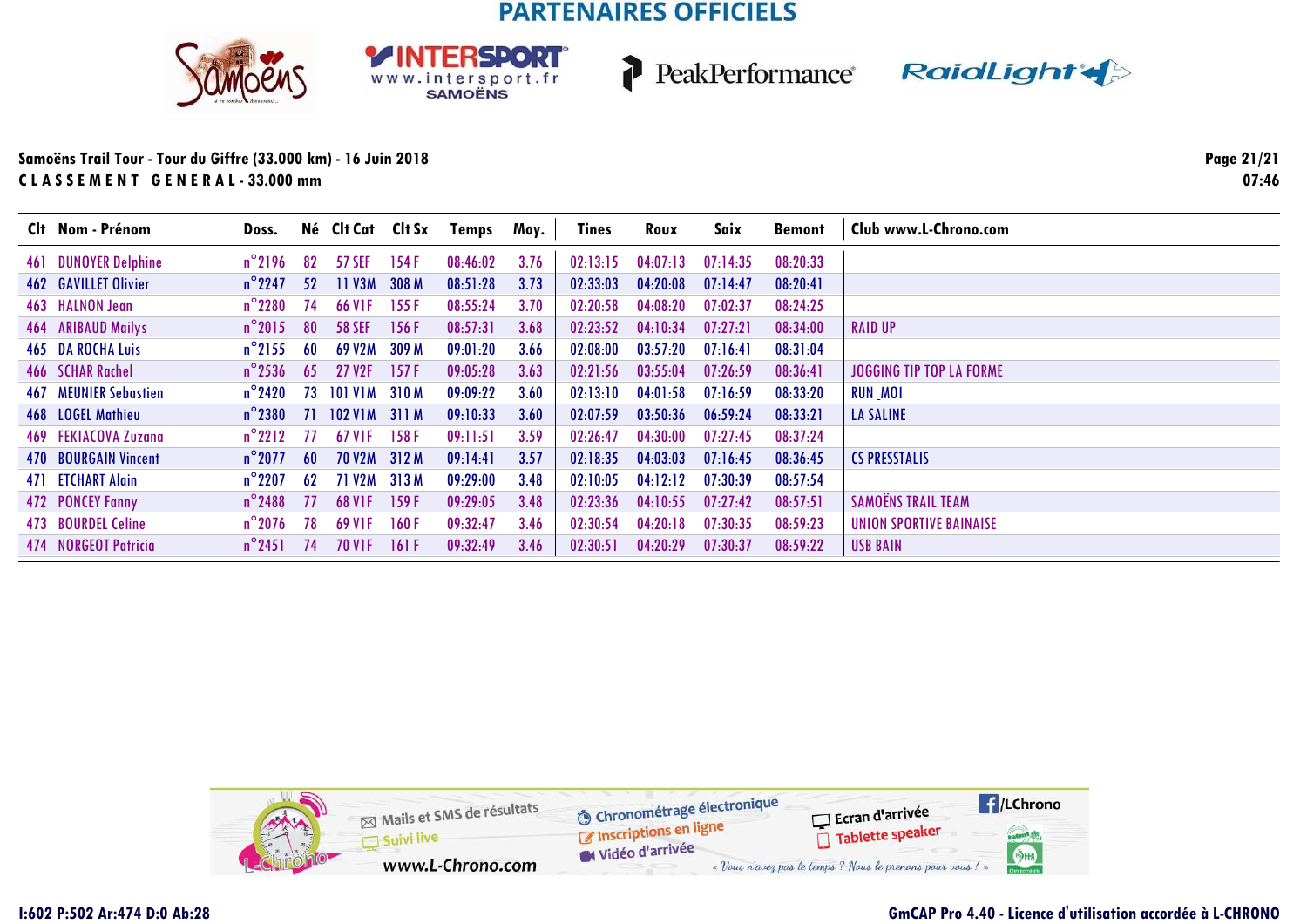PARTENAIRES OFFICIELS

**Samoëns Trail Tour - Tour du Giffre (33.000 km) - 16 Juin 2018**
**C L A S S E M E N T   G E N E R A L - 33.000 mm**

07:46

| Clt | Nom - Prénom | Doss. | Né | Clt Cat | Clt Sx | Temps | Moy. | Tines | Roux | Saix | Bemont | Club www.L-Chrono.com |
|---|---|---|---|---|---|---|---|---|---|---|---|---|
| 461 | DUNOYER Delphine | n°2196 | 82 | 57 SEF | 154 F | 08:46:02 | 3.76 | 02:13:15 | 04:07:13 | 07:14:35 | 08:20:33 | |
| 462 | GAVILLET Olivier | n°2247 | 52 | 11 V3M | 308 M | 08:51:28 | 3.73 | 02:33:03 | 04:20:08 | 07:14:47 | 08:20:41 | |
| 463 | HALNON Jean | n°2280 | 74 | 66 V1F | 155 F | 08:55:24 | 3.70 | 02:20:58 | 04:08:20 | 07:02:37 | 08:24:25 | |
| 464 | ARIBAUD Mailys | n°2015 | 80 | 58 SEF | 156 F | 08:57:31 | 3.68 | 02:23:52 | 04:10:34 | 07:27:21 | 08:34:00 | RAID UP |
| 465 | DA ROCHA Luis | n°2155 | 60 | 69 V2M | 309 M | 09:01:20 | 3.66 | 02:08:00 | 03:57:20 | 07:16:41 | 08:31:04 | |
| 466 | SCHAR Rachel | n°2536 | 65 | 27 V2F | 157 F | 09:05:28 | 3.63 | 02:21:56 | 03:55:04 | 07:26:59 | 08:36:41 | JOGGING TIP TOP LA FORME |
| 467 | MEUNIER Sebastien | n°2420 | 73 | 101 V1M | 310 M | 09:09:22 | 3.60 | 02:13:10 | 04:01:58 | 07:16:59 | 08:33:20 | RUN_MOI |
| 468 | LOGEL Mathieu | n°2380 | 71 | 102 V1M | 311 M | 09:10:33 | 3.60 | 02:07:59 | 03:50:36 | 06:59:24 | 08:33:21 | LA SALINE |
| 469 | FEKIACOVA Zuzana | n°2212 | 77 | 67 V1F | 158 F | 09:11:51 | 3.59 | 02:26:47 | 04:30:00 | 07:27:45 | 08:37:24 | |
| 470 | BOURGAIN Vincent | n°2077 | 60 | 70 V2M | 312 M | 09:14:41 | 3.57 | 02:18:35 | 04:03:03 | 07:16:45 | 08:36:45 | CS PRESSTALIS |
| 471 | ETCHART Alain | n°2207 | 62 | 71 V2M | 313 M | 09:29:00 | 3.48 | 02:10:05 | 04:12:12 | 07:30:39 | 08:57:54 | |
| 472 | PONCEY Fanny | n°2488 | 77 | 68 V1F | 159 F | 09:29:05 | 3.48 | 02:23:36 | 04:10:55 | 07:27:42 | 08:57:51 | SAMOËNS TRAIL TEAM |
| 473 | BOURDEL Celine | n°2076 | 78 | 69 V1F | 160 F | 09:32:47 | 3.46 | 02:30:54 | 04:20:18 | 07:30:35 | 08:59:23 | UNION SPORTIVE BAINAISE |
| 474 | NORGEOT Patricia | n°2451 | 74 | 70 V1F | 161 F | 09:32:49 | 3.46 | 02:30:51 | 04:20:29 | 07:30:37 | 08:59:22 | USB BAIN |

Mails et SMS de résultats
Suivi live
www.L-Chrono.com
Chronométrage électronique
Inscriptions en ligne
Vidéo d'arrivée
Ecran d'arrivée
Tablette speaker
/LChrono
« Vous n'avez pas le temps ? Nous le prenons pour vous ! »

I:602 P:502 Ar:474 D:0 Ab:28

GmCAP Pro 4.40 - Licence d'utilisation accordée à L-CHRONO